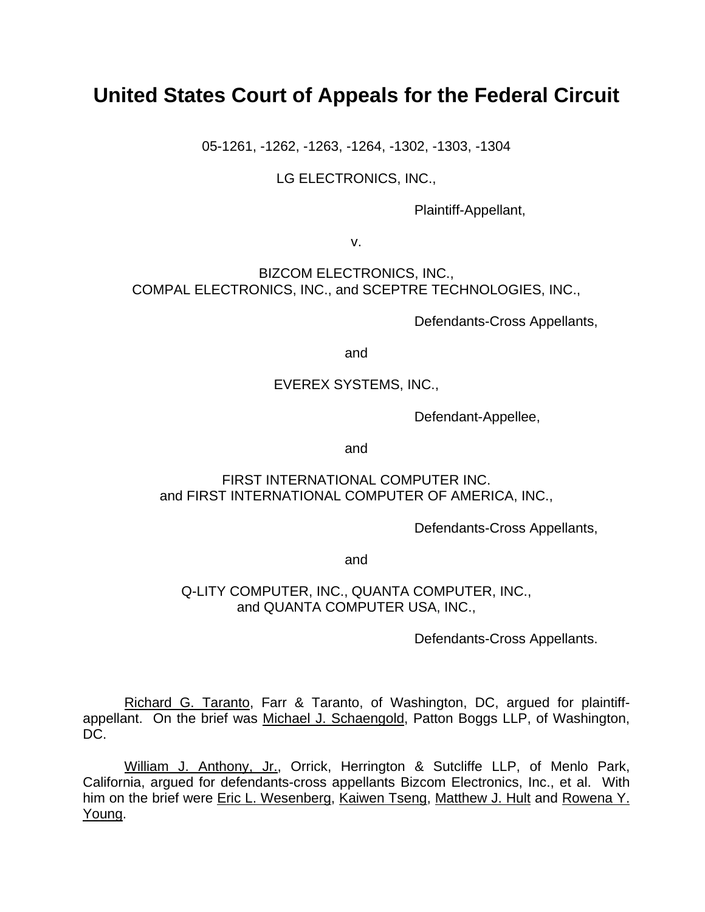# United States Court of Appeals for the Federal Circuit

05-1261, -1262, -1263, -1264, -1302, -1303, -1304

LG ELECTRONICS, INC.,

Plaintiff-Appellant,

v.

BIZCOM ELECTRONICS, INC.,
COMPAL ELECTRONICS, INC., and SCEPTRE TECHNOLOGIES, INC.,

Defendants-Cross Appellants,

and

EVEREX SYSTEMS, INC.,

Defendant-Appellee,

and

FIRST INTERNATIONAL COMPUTER INC.
and FIRST INTERNATIONAL COMPUTER OF AMERICA, INC.,

Defendants-Cross Appellants,

and

Q-LITY COMPUTER, INC., QUANTA COMPUTER, INC.,
and QUANTA COMPUTER USA, INC.,

Defendants-Cross Appellants.

Richard G. Taranto, Farr & Taranto, of Washington, DC, argued for plaintiff-appellant. On the brief was Michael J. Schaengold, Patton Boggs LLP, of Washington, DC.

William J. Anthony, Jr., Orrick, Herrington & Sutcliffe LLP, of Menlo Park, California, argued for defendants-cross appellants Bizcom Electronics, Inc., et al. With him on the brief were Eric L. Wesenberg, Kaiwen Tseng, Matthew J. Hult and Rowena Y. Young.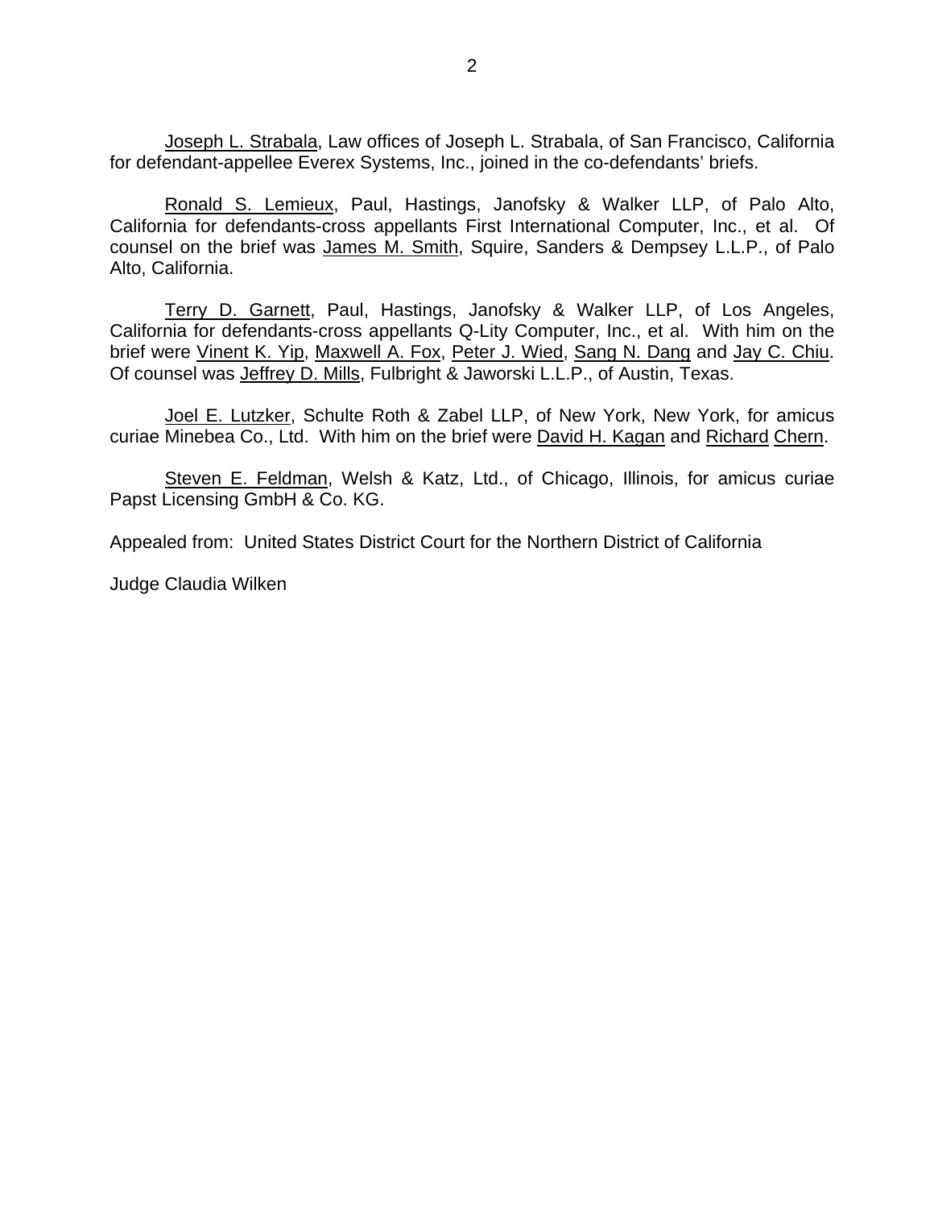Joseph L. Strabala, Law offices of Joseph L. Strabala, of San Francisco, California for defendant-appellee Everex Systems, Inc., joined in the co-defendants' briefs.

Ronald S. Lemieux, Paul, Hastings, Janofsky & Walker LLP, of Palo Alto, California for defendants-cross appellants First International Computer, Inc., et al. Of counsel on the brief was James M. Smith, Squire, Sanders & Dempsey L.L.P., of Palo Alto, California.

Terry D. Garnett, Paul, Hastings, Janofsky & Walker LLP, of Los Angeles, California for defendants-cross appellants Q-Lity Computer, Inc., et al. With him on the brief were Vinent K. Yip, Maxwell A. Fox, Peter J. Wied, Sang N. Dang and Jay C. Chiu. Of counsel was Jeffrey D. Mills, Fulbright & Jaworski L.L.P., of Austin, Texas.

Joel E. Lutzker, Schulte Roth & Zabel LLP, of New York, New York, for amicus curiae Minebea Co., Ltd. With him on the brief were David H. Kagan and Richard Chern.

Steven E. Feldman, Welsh & Katz, Ltd., of Chicago, Illinois, for amicus curiae Papst Licensing GmbH & Co. KG.

Appealed from: United States District Court for the Northern District of California

Judge Claudia Wilken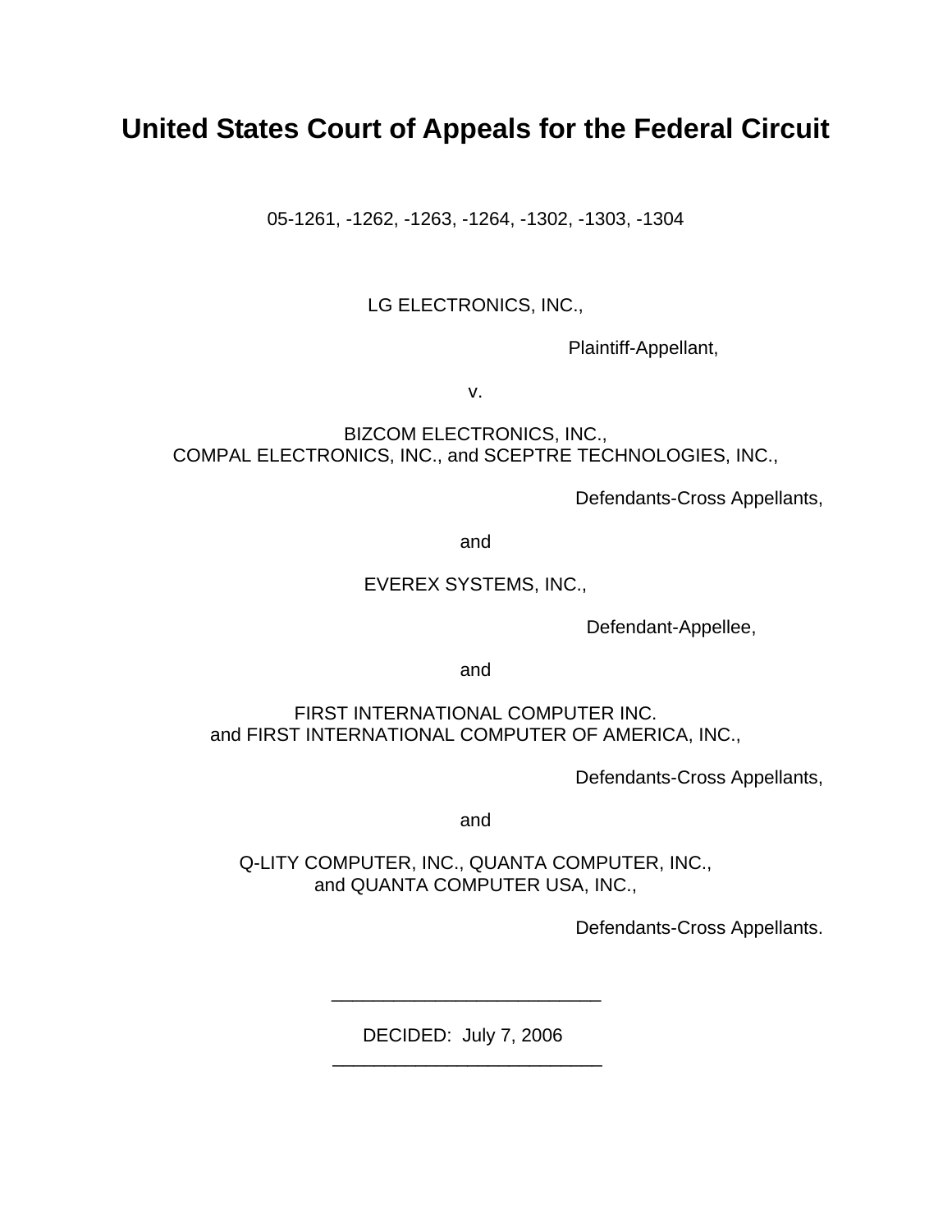# United States Court of Appeals for the Federal Circuit

05-1261, -1262, -1263, -1264, -1302, -1303, -1304

LG ELECTRONICS, INC.,

Plaintiff-Appellant,

v.

BIZCOM ELECTRONICS, INC.,
COMPAL ELECTRONICS, INC., and SCEPTRE TECHNOLOGIES, INC.,

Defendants-Cross Appellants,

and

EVEREX SYSTEMS, INC.,

Defendant-Appellee,

and

FIRST INTERNATIONAL COMPUTER INC.
and FIRST INTERNATIONAL COMPUTER OF AMERICA, INC.,

Defendants-Cross Appellants,

and

Q-LITY COMPUTER, INC., QUANTA COMPUTER, INC.,
and QUANTA COMPUTER USA, INC.,

Defendants-Cross Appellants.

---

DECIDED: July 7, 2006

---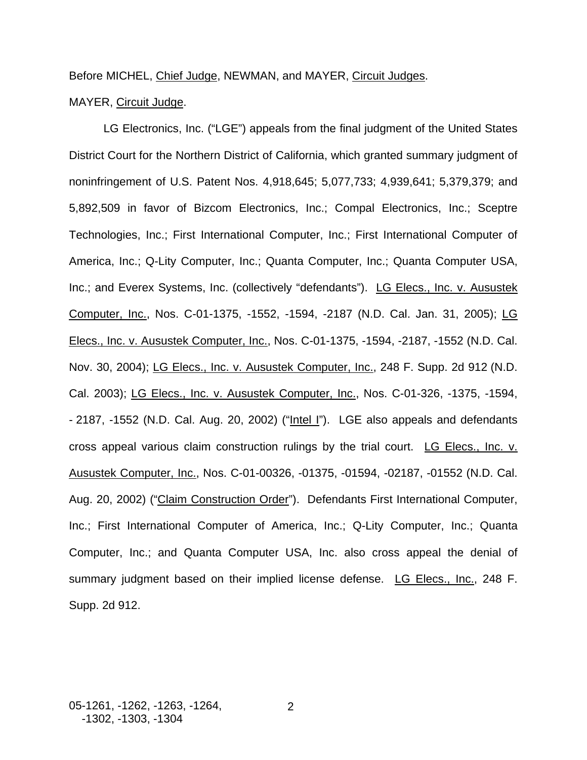Before MICHEL, Chief Judge, NEWMAN, and MAYER, Circuit Judges.

MAYER, Circuit Judge.

LG Electronics, Inc. ("LGE") appeals from the final judgment of the United States District Court for the Northern District of California, which granted summary judgment of noninfringement of U.S. Patent Nos. 4,918,645; 5,077,733; 4,939,641; 5,379,379; and 5,892,509 in favor of Bizcom Electronics, Inc.; Compal Electronics, Inc.; Sceptre Technologies, Inc.; First International Computer, Inc.; First International Computer of America, Inc.; Q-Lity Computer, Inc.; Quanta Computer, Inc.; Quanta Computer USA, Inc.; and Everex Systems, Inc. (collectively "defendants"). LG Elecs., Inc. v. Asustek Computer, Inc., Nos. C-01-1375, -1552, -1594, -2187 (N.D. Cal. Jan. 31, 2005); LG Elecs., Inc. v. Asustek Computer, Inc., Nos. C-01-1375, -1594, -2187, -1552 (N.D. Cal. Nov. 30, 2004); LG Elecs., Inc. v. Asustek Computer, Inc., 248 F. Supp. 2d 912 (N.D. Cal. 2003); LG Elecs., Inc. v. Asustek Computer, Inc., Nos. C-01-326, -1375, -1594, - 2187, -1552 (N.D. Cal. Aug. 20, 2002) ("Intel I"). LGE also appeals and defendants cross appeal various claim construction rulings by the trial court. LG Elecs., Inc. v. Asustek Computer, Inc., Nos. C-01-00326, -01375, -01594, -02187, -01552 (N.D. Cal. Aug. 20, 2002) ("Claim Construction Order"). Defendants First International Computer, Inc.; First International Computer of America, Inc.; Q-Lity Computer, Inc.; Quanta Computer, Inc.; and Quanta Computer USA, Inc. also cross appeal the denial of summary judgment based on their implied license defense. LG Elecs., Inc., 248 F. Supp. 2d 912.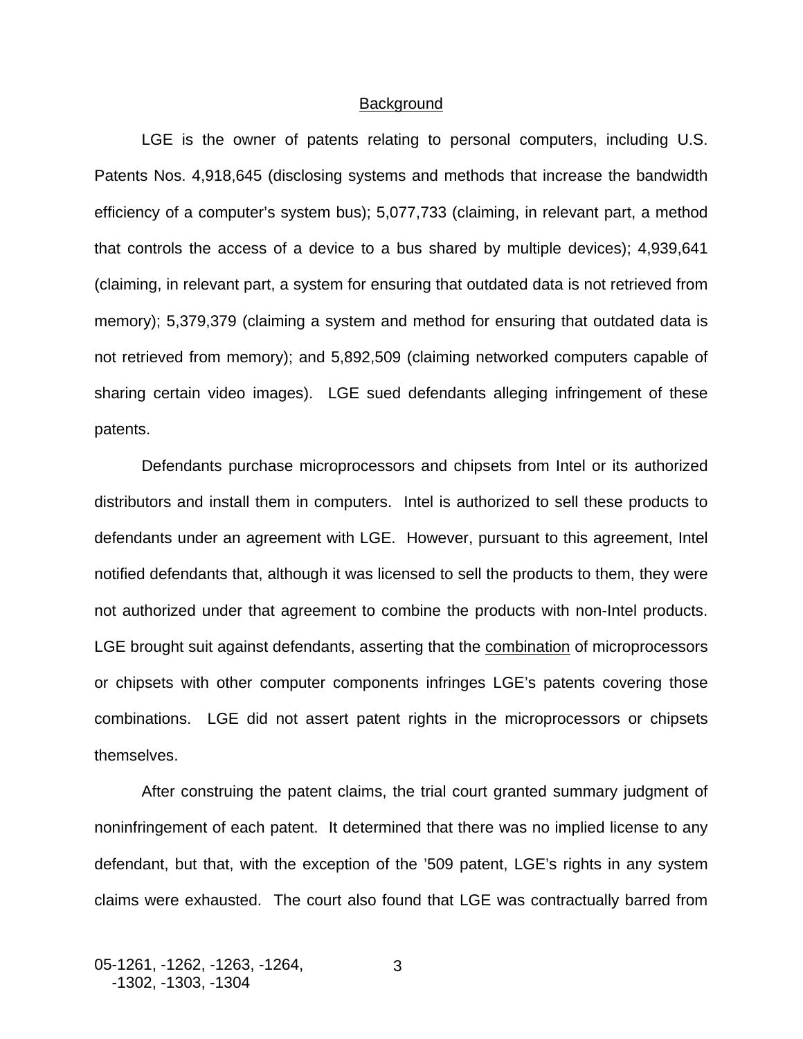<u>Background</u>

LGE is the owner of patents relating to personal computers, including U.S. Patents Nos. 4,918,645 (disclosing systems and methods that increase the bandwidth efficiency of a computer's system bus); 5,077,733 (claiming, in relevant part, a method that controls the access of a device to a bus shared by multiple devices); 4,939,641 (claiming, in relevant part, a system for ensuring that outdated data is not retrieved from memory); 5,379,379 (claiming a system and method for ensuring that outdated data is not retrieved from memory); and 5,892,509 (claiming networked computers capable of sharing certain video images). LGE sued defendants alleging infringement of these patents.

Defendants purchase microprocessors and chipsets from Intel or its authorized distributors and install them in computers. Intel is authorized to sell these products to defendants under an agreement with LGE. However, pursuant to this agreement, Intel notified defendants that, although it was licensed to sell the products to them, they were not authorized under that agreement to combine the products with non-Intel products. LGE brought suit against defendants, asserting that the <u>combination</u> of microprocessors or chipsets with other computer components infringes LGE's patents covering those combinations. LGE did not assert patent rights in the microprocessors or chipsets themselves.

After construing the patent claims, the trial court granted summary judgment of noninfringement of each patent. It determined that there was no implied license to any defendant, but that, with the exception of the '509 patent, LGE's rights in any system claims were exhausted. The court also found that LGE was contractually barred from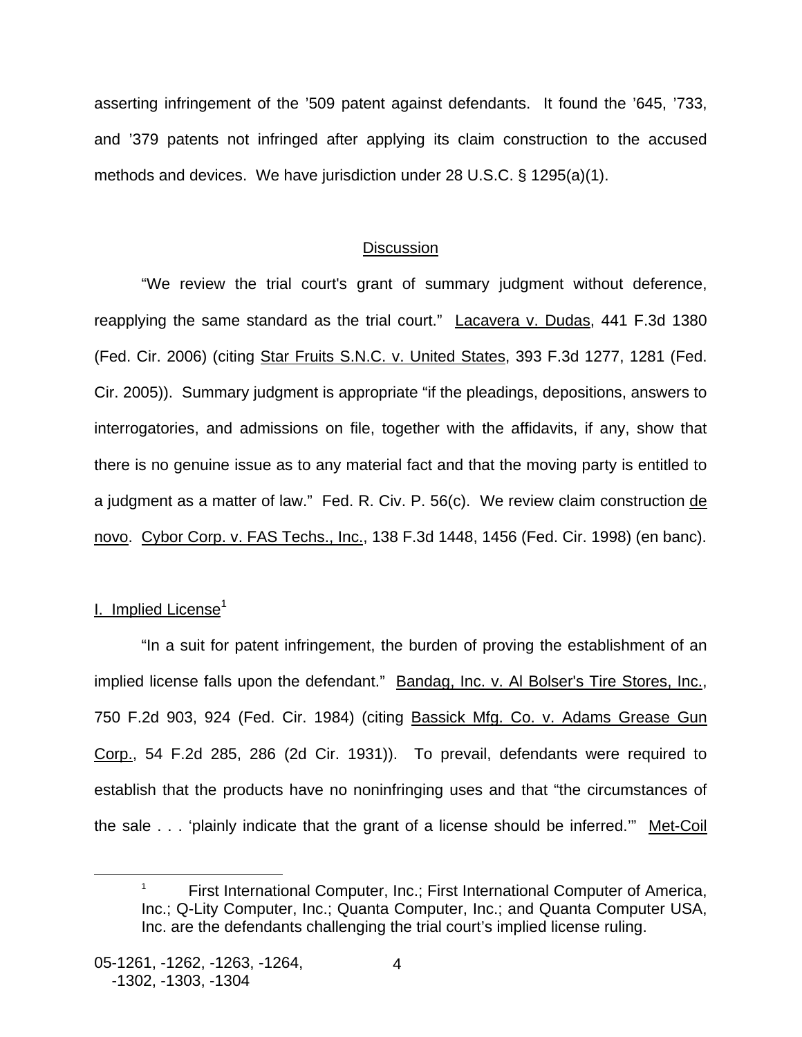asserting infringement of the ’509 patent against defendants. It found the ’645, ’733, and ’379 patents not infringed after applying its claim construction to the accused methods and devices. We have jurisdiction under 28 U.S.C. § 1295(a)(1).

## Discussion

“We review the trial court's grant of summary judgment without deference, reapplying the same standard as the trial court.” Lacavera v. Dudas, 441 F.3d 1380 (Fed. Cir. 2006) (citing Star Fruits S.N.C. v. United States, 393 F.3d 1277, 1281 (Fed. Cir. 2005)). Summary judgment is appropriate “if the pleadings, depositions, answers to interrogatories, and admissions on file, together with the affidavits, if any, show that there is no genuine issue as to any material fact and that the moving party is entitled to a judgment as a matter of law.” Fed. R. Civ. P. 56(c). We review claim construction de novo. Cybor Corp. v. FAS Techs., Inc., 138 F.3d 1448, 1456 (Fed. Cir. 1998) (en banc).

### I. Implied License[1]

“In a suit for patent infringement, the burden of proving the establishment of an implied license falls upon the defendant.” Bandag, Inc. v. Al Bolser's Tire Stores, Inc., 750 F.2d 903, 924 (Fed. Cir. 1984) (citing Bassick Mfg. Co. v. Adams Grease Gun Corp., 54 F.2d 285, 286 (2d Cir. 1931)). To prevail, defendants were required to establish that the products have no noninfringing uses and that “the circumstances of the sale . . . ‘plainly indicate that the grant of a license should be inferred.’” Met-Coil

[1] First International Computer, Inc.; First International Computer of America, Inc.; Q-Lity Computer, Inc.; Quanta Computer, Inc.; and Quanta Computer USA, Inc. are the defendants challenging the trial court’s implied license ruling.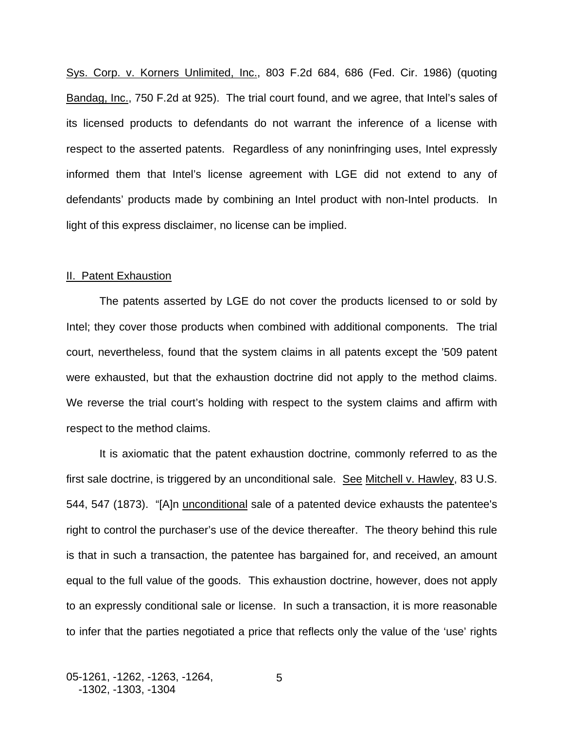Sys. Corp. v. Korners Unlimited, Inc., 803 F.2d 684, 686 (Fed. Cir. 1986) (quoting Bandag, Inc., 750 F.2d at 925). The trial court found, and we agree, that Intel's sales of its licensed products to defendants do not warrant the inference of a license with respect to the asserted patents. Regardless of any noninfringing uses, Intel expressly informed them that Intel's license agreement with LGE did not extend to any of defendants' products made by combining an Intel product with non-Intel products. In light of this express disclaimer, no license can be implied.

## II. Patent Exhaustion

The patents asserted by LGE do not cover the products licensed to or sold by Intel; they cover those products when combined with additional components. The trial court, nevertheless, found that the system claims in all patents except the '509 patent were exhausted, but that the exhaustion doctrine did not apply to the method claims. We reverse the trial court's holding with respect to the system claims and affirm with respect to the method claims.

It is axiomatic that the patent exhaustion doctrine, commonly referred to as the first sale doctrine, is triggered by an unconditional sale. See Mitchell v. Hawley, 83 U.S. 544, 547 (1873). "[A]n unconditional sale of a patented device exhausts the patentee's right to control the purchaser's use of the device thereafter. The theory behind this rule is that in such a transaction, the patentee has bargained for, and received, an amount equal to the full value of the goods. This exhaustion doctrine, however, does not apply to an expressly conditional sale or license. In such a transaction, it is more reasonable to infer that the parties negotiated a price that reflects only the value of the 'use' rights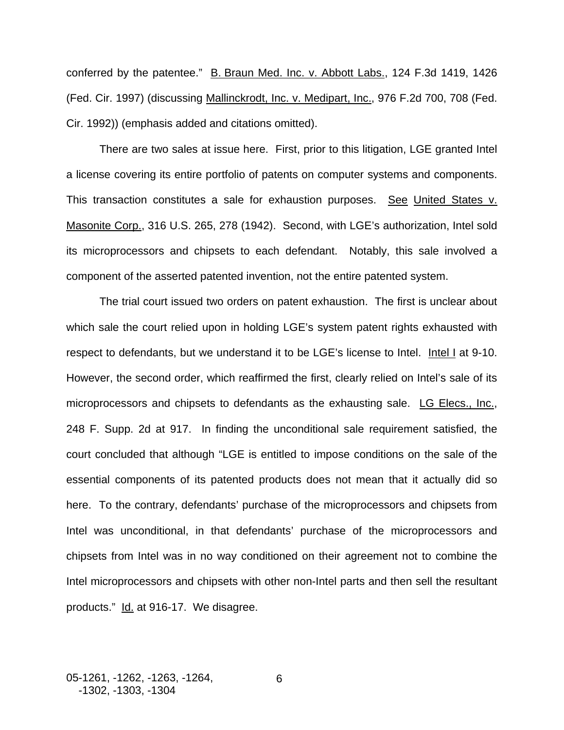conferred by the patentee." B. Braun Med. Inc. v. Abbott Labs., 124 F.3d 1419, 1426 (Fed. Cir. 1997) (discussing Mallinckrodt, Inc. v. Medipart, Inc., 976 F.2d 700, 708 (Fed. Cir. 1992)) (emphasis added and citations omitted).

There are two sales at issue here. First, prior to this litigation, LGE granted Intel a license covering its entire portfolio of patents on computer systems and components. This transaction constitutes a sale for exhaustion purposes. See United States v. Masonite Corp., 316 U.S. 265, 278 (1942). Second, with LGE's authorization, Intel sold its microprocessors and chipsets to each defendant. Notably, this sale involved a component of the asserted patented invention, not the entire patented system.

The trial court issued two orders on patent exhaustion. The first is unclear about which sale the court relied upon in holding LGE's system patent rights exhausted with respect to defendants, but we understand it to be LGE's license to Intel. Intel I at 9-10. However, the second order, which reaffirmed the first, clearly relied on Intel's sale of its microprocessors and chipsets to defendants as the exhausting sale. LG Elecs., Inc., 248 F. Supp. 2d at 917. In finding the unconditional sale requirement satisfied, the court concluded that although "LGE is entitled to impose conditions on the sale of the essential components of its patented products does not mean that it actually did so here. To the contrary, defendants' purchase of the microprocessors and chipsets from Intel was unconditional, in that defendants' purchase of the microprocessors and chipsets from Intel was in no way conditioned on their agreement not to combine the Intel microprocessors and chipsets with other non-Intel parts and then sell the resultant products." Id. at 916-17. We disagree.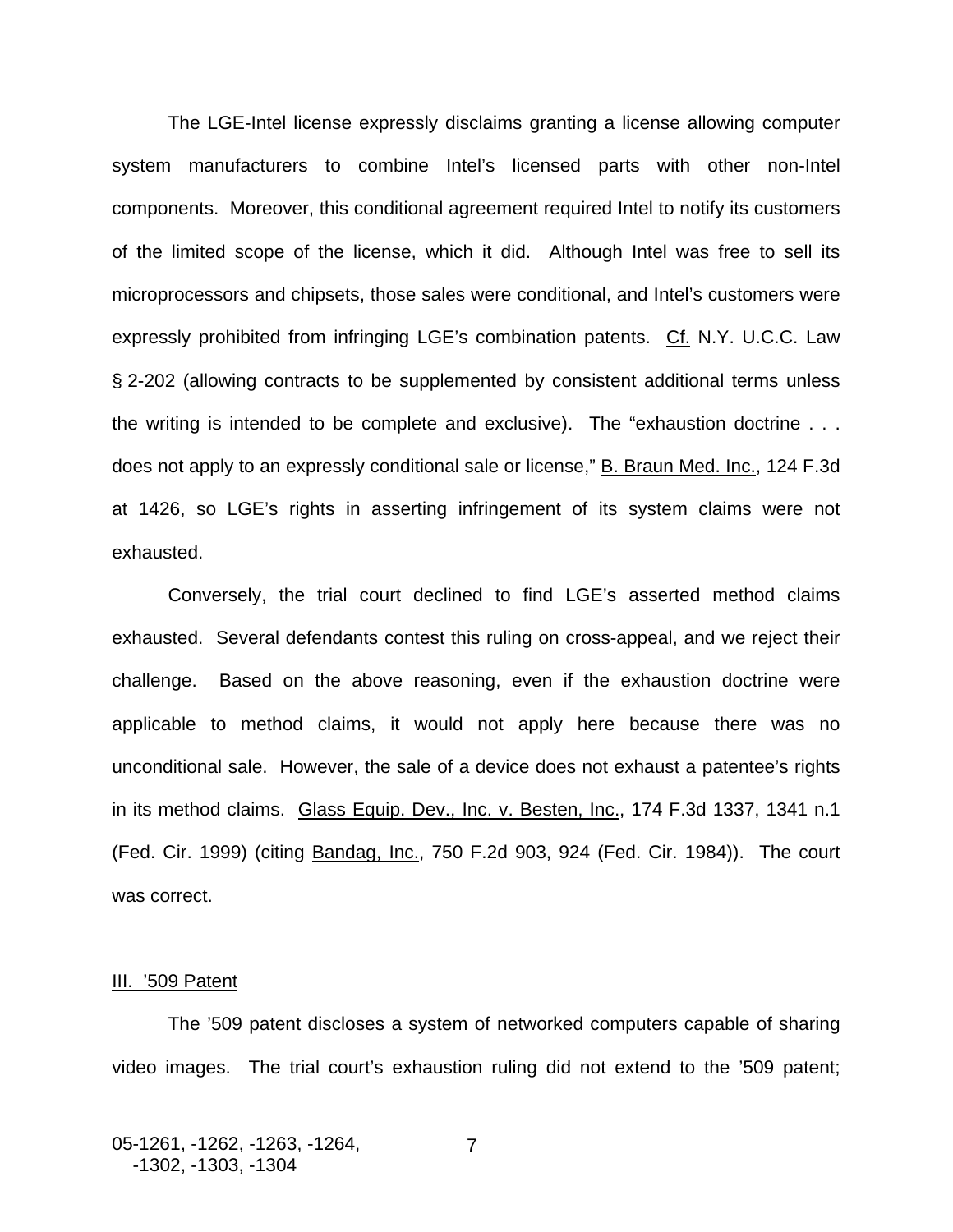The LGE-Intel license expressly disclaims granting a license allowing computer system manufacturers to combine Intel's licensed parts with other non-Intel components. Moreover, this conditional agreement required Intel to notify its customers of the limited scope of the license, which it did. Although Intel was free to sell its microprocessors and chipsets, those sales were conditional, and Intel's customers were expressly prohibited from infringing LGE's combination patents. Cf. N.Y. U.C.C. Law § 2-202 (allowing contracts to be supplemented by consistent additional terms unless the writing is intended to be complete and exclusive). The "exhaustion doctrine . . . does not apply to an expressly conditional sale or license," B. Braun Med. Inc., 124 F.3d at 1426, so LGE's rights in asserting infringement of its system claims were not exhausted.

Conversely, the trial court declined to find LGE's asserted method claims exhausted. Several defendants contest this ruling on cross-appeal, and we reject their challenge. Based on the above reasoning, even if the exhaustion doctrine were applicable to method claims, it would not apply here because there was no unconditional sale. However, the sale of a device does not exhaust a patentee's rights in its method claims. Glass Equip. Dev., Inc. v. Besten, Inc., 174 F.3d 1337, 1341 n.1 (Fed. Cir. 1999) (citing Bandag, Inc., 750 F.2d 903, 924 (Fed. Cir. 1984)). The court was correct.

### III. '509 Patent

The '509 patent discloses a system of networked computers capable of sharing video images. The trial court's exhaustion ruling did not extend to the '509 patent;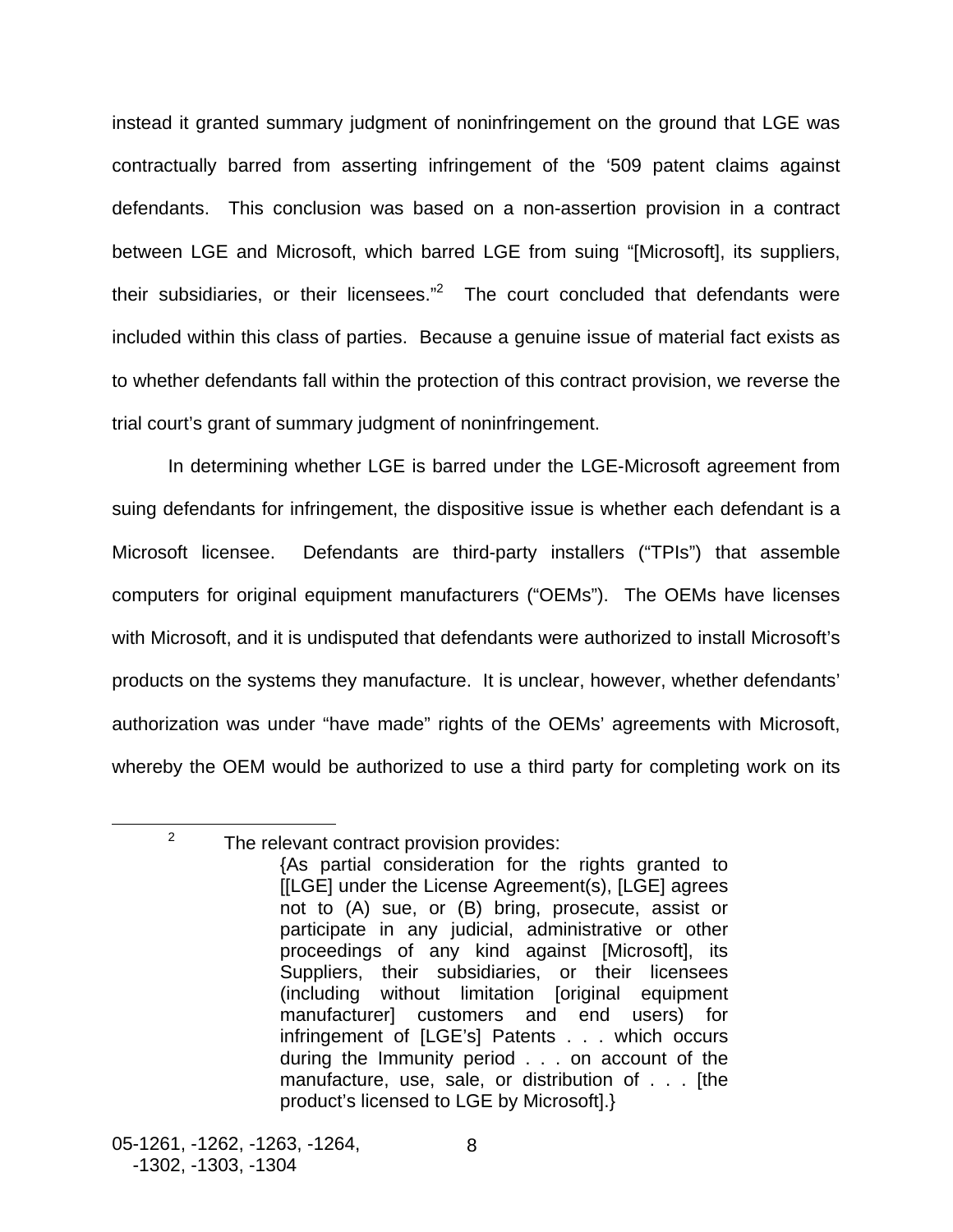instead it granted summary judgment of noninfringement on the ground that LGE was contractually barred from asserting infringement of the '509 patent claims against defendants. This conclusion was based on a non-assertion provision in a contract between LGE and Microsoft, which barred LGE from suing "[Microsoft], its suppliers, their subsidiaries, or their licensees."[2] The court concluded that defendants were included within this class of parties. Because a genuine issue of material fact exists as to whether defendants fall within the protection of this contract provision, we reverse the trial court's grant of summary judgment of noninfringement.

In determining whether LGE is barred under the LGE-Microsoft agreement from suing defendants for infringement, the dispositive issue is whether each defendant is a Microsoft licensee. Defendants are third-party installers ("TPIs") that assemble computers for original equipment manufacturers ("OEMs"). The OEMs have licenses with Microsoft, and it is undisputed that defendants were authorized to install Microsoft's products on the systems they manufacture. It is unclear, however, whether defendants' authorization was under "have made" rights of the OEMs' agreements with Microsoft, whereby the OEM would be authorized to use a third party for completing work on its

---

[2] The relevant contract provision provides:

> {As partial consideration for the rights granted to [[LGE] under the License Agreement(s), [LGE] agrees not to (A) sue, or (B) bring, prosecute, assist or participate in any judicial, administrative or other proceedings of any kind against [Microsoft], its Suppliers, their subsidiaries, or their licensees (including without limitation [original equipment manufacturer] customers and end users) for infringement of [LGE's] Patents . . . which occurs during the Immunity period . . . on account of the manufacture, use, sale, or distribution of . . . [the product's licensed to LGE by Microsoft].}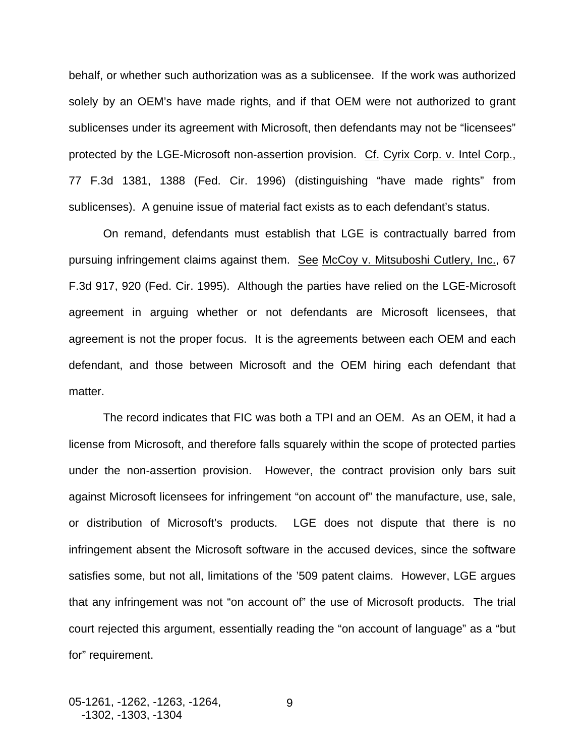behalf, or whether such authorization was as a sublicensee. If the work was authorized solely by an OEM's have made rights, and if that OEM were not authorized to grant sublicenses under its agreement with Microsoft, then defendants may not be "licensees" protected by the LGE-Microsoft non-assertion provision. Cf. Cyrix Corp. v. Intel Corp., 77 F.3d 1381, 1388 (Fed. Cir. 1996) (distinguishing "have made rights" from sublicenses). A genuine issue of material fact exists as to each defendant's status.

On remand, defendants must establish that LGE is contractually barred from pursuing infringement claims against them. See McCoy v. Mitsuboshi Cutlery, Inc., 67 F.3d 917, 920 (Fed. Cir. 1995). Although the parties have relied on the LGE-Microsoft agreement in arguing whether or not defendants are Microsoft licensees, that agreement is not the proper focus. It is the agreements between each OEM and each defendant, and those between Microsoft and the OEM hiring each defendant that matter.

The record indicates that FIC was both a TPI and an OEM. As an OEM, it had a license from Microsoft, and therefore falls squarely within the scope of protected parties under the non-assertion provision. However, the contract provision only bars suit against Microsoft licensees for infringement "on account of" the manufacture, use, sale, or distribution of Microsoft's products. LGE does not dispute that there is no infringement absent the Microsoft software in the accused devices, since the software satisfies some, but not all, limitations of the '509 patent claims. However, LGE argues that any infringement was not "on account of" the use of Microsoft products. The trial court rejected this argument, essentially reading the "on account of language" as a "but for" requirement.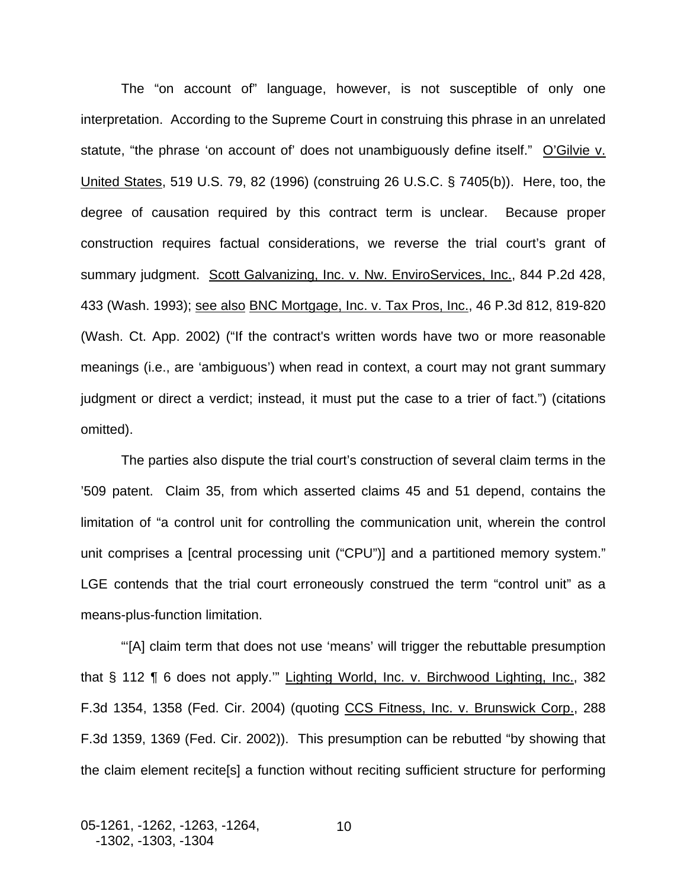The "on account of" language, however, is not susceptible of only one interpretation. According to the Supreme Court in construing this phrase in an unrelated statute, "the phrase 'on account of' does not unambiguously define itself." O'Gilvie v. United States, 519 U.S. 79, 82 (1996) (construing 26 U.S.C. § 7405(b)). Here, too, the degree of causation required by this contract term is unclear. Because proper construction requires factual considerations, we reverse the trial court's grant of summary judgment. Scott Galvanizing, Inc. v. Nw. EnviroServices, Inc., 844 P.2d 428, 433 (Wash. 1993); see also BNC Mortgage, Inc. v. Tax Pros, Inc., 46 P.3d 812, 819-820 (Wash. Ct. App. 2002) ("If the contract's written words have two or more reasonable meanings (i.e., are 'ambiguous') when read in context, a court may not grant summary judgment or direct a verdict; instead, it must put the case to a trier of fact.") (citations omitted).

The parties also dispute the trial court's construction of several claim terms in the '509 patent. Claim 35, from which asserted claims 45 and 51 depend, contains the limitation of "a control unit for controlling the communication unit, wherein the control unit comprises a [central processing unit ("CPU")] and a partitioned memory system." LGE contends that the trial court erroneously construed the term "control unit" as a means-plus-function limitation.

"'[A] claim term that does not use 'means' will trigger the rebuttable presumption that § 112 ¶ 6 does not apply.'" Lighting World, Inc. v. Birchwood Lighting, Inc., 382 F.3d 1354, 1358 (Fed. Cir. 2004) (quoting CCS Fitness, Inc. v. Brunswick Corp., 288 F.3d 1359, 1369 (Fed. Cir. 2002)). This presumption can be rebutted "by showing that the claim element recite[s] a function without reciting sufficient structure for performing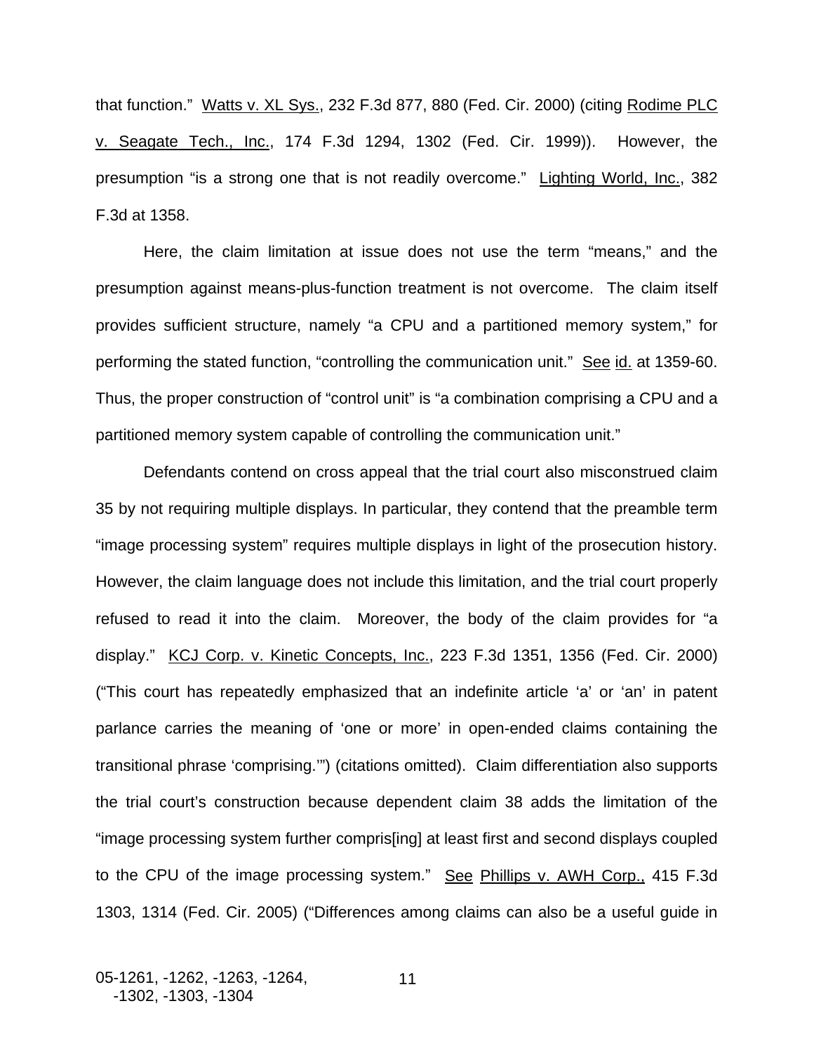that function." Watts v. XL Sys., 232 F.3d 877, 880 (Fed. Cir. 2000) (citing Rodime PLC v. Seagate Tech., Inc., 174 F.3d 1294, 1302 (Fed. Cir. 1999)). However, the presumption "is a strong one that is not readily overcome." Lighting World, Inc., 382 F.3d at 1358.

Here, the claim limitation at issue does not use the term "means," and the presumption against means-plus-function treatment is not overcome. The claim itself provides sufficient structure, namely "a CPU and a partitioned memory system," for performing the stated function, "controlling the communication unit." See id. at 1359-60. Thus, the proper construction of "control unit" is "a combination comprising a CPU and a partitioned memory system capable of controlling the communication unit."

Defendants contend on cross appeal that the trial court also misconstrued claim 35 by not requiring multiple displays. In particular, they contend that the preamble term "image processing system" requires multiple displays in light of the prosecution history. However, the claim language does not include this limitation, and the trial court properly refused to read it into the claim. Moreover, the body of the claim provides for "a display." KCJ Corp. v. Kinetic Concepts, Inc., 223 F.3d 1351, 1356 (Fed. Cir. 2000) ("This court has repeatedly emphasized that an indefinite article 'a' or 'an' in patent parlance carries the meaning of 'one or more' in open-ended claims containing the transitional phrase 'comprising.'") (citations omitted). Claim differentiation also supports the trial court's construction because dependent claim 38 adds the limitation of the "image processing system further compris[ing] at least first and second displays coupled to the CPU of the image processing system." See Phillips v. AWH Corp., 415 F.3d 1303, 1314 (Fed. Cir. 2005) ("Differences among claims can also be a useful guide in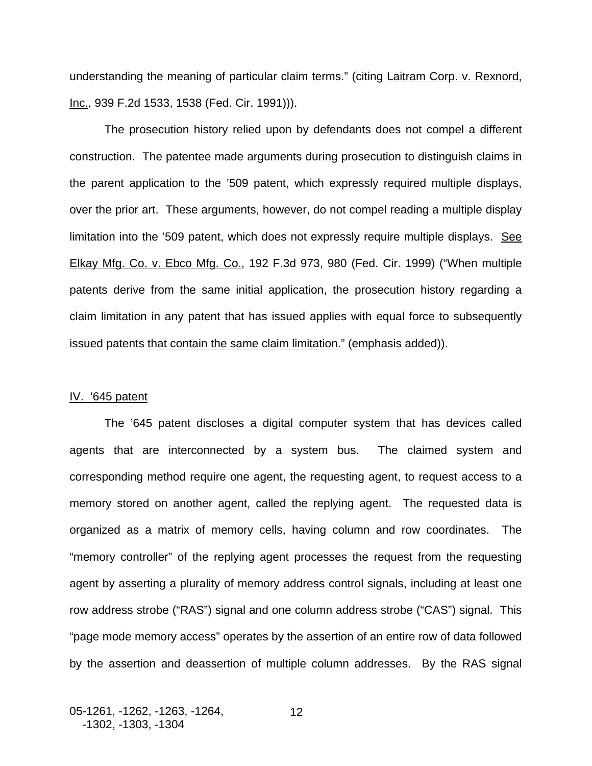understanding the meaning of particular claim terms." (citing Laitram Corp. v. Rexnord, Inc., 939 F.2d 1533, 1538 (Fed. Cir. 1991))).

The prosecution history relied upon by defendants does not compel a different construction. The patentee made arguments during prosecution to distinguish claims in the parent application to the '509 patent, which expressly required multiple displays, over the prior art. These arguments, however, do not compel reading a multiple display limitation into the '509 patent, which does not expressly require multiple displays. See Elkay Mfg. Co. v. Ebco Mfg. Co., 192 F.3d 973, 980 (Fed. Cir. 1999) ("When multiple patents derive from the same initial application, the prosecution history regarding a claim limitation in any patent that has issued applies with equal force to subsequently issued patents that contain the same claim limitation." (emphasis added)).

## IV. '645 patent

The '645 patent discloses a digital computer system that has devices called agents that are interconnected by a system bus. The claimed system and corresponding method require one agent, the requesting agent, to request access to a memory stored on another agent, called the replying agent. The requested data is organized as a matrix of memory cells, having column and row coordinates. The "memory controller" of the replying agent processes the request from the requesting agent by asserting a plurality of memory address control signals, including at least one row address strobe ("RAS") signal and one column address strobe ("CAS") signal. This "page mode memory access" operates by the assertion of an entire row of data followed by the assertion and deassertion of multiple column addresses. By the RAS signal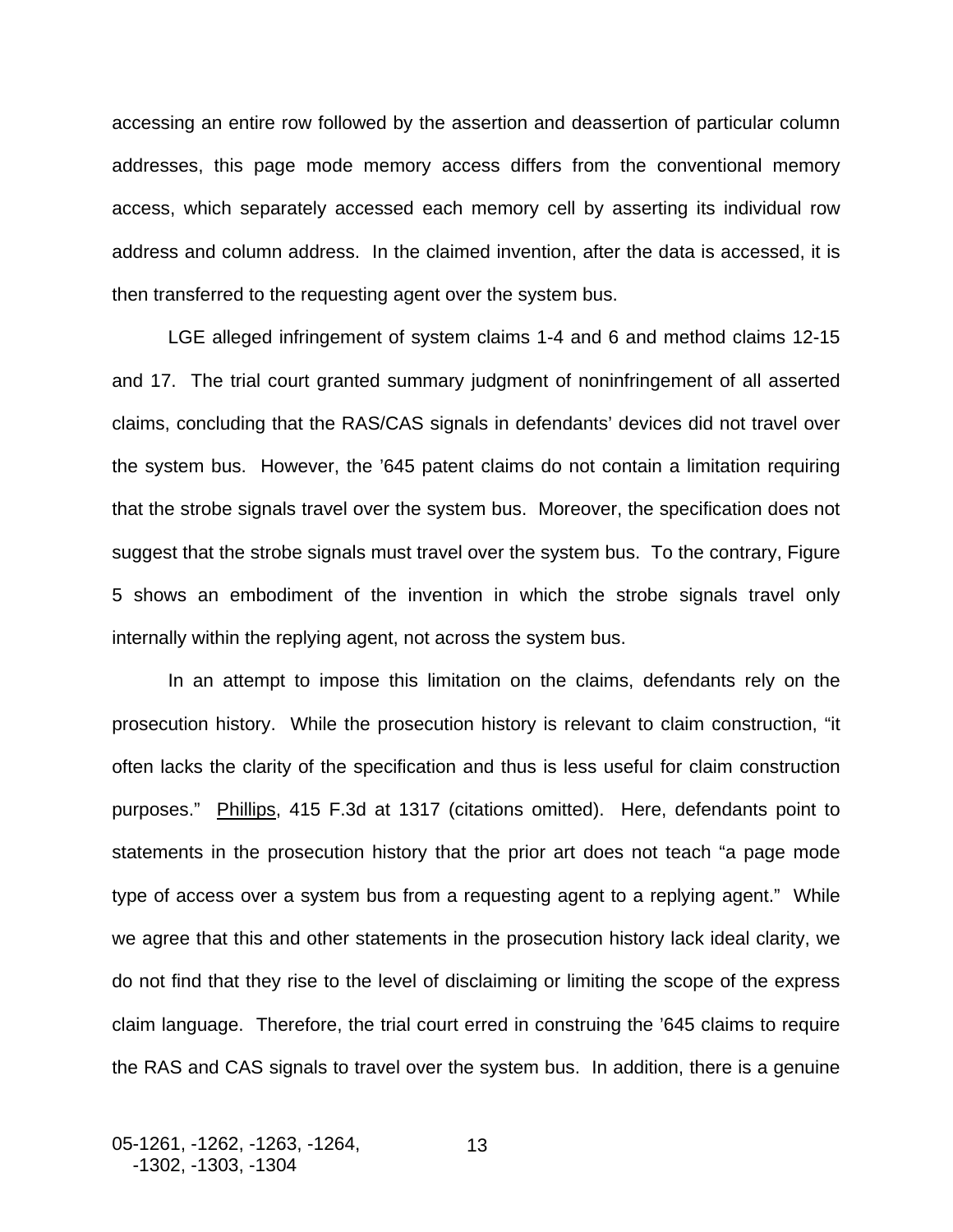accessing an entire row followed by the assertion and deassertion of particular column addresses, this page mode memory access differs from the conventional memory access, which separately accessed each memory cell by asserting its individual row address and column address. In the claimed invention, after the data is accessed, it is then transferred to the requesting agent over the system bus.

LGE alleged infringement of system claims 1-4 and 6 and method claims 12-15 and 17. The trial court granted summary judgment of noninfringement of all asserted claims, concluding that the RAS/CAS signals in defendants' devices did not travel over the system bus. However, the '645 patent claims do not contain a limitation requiring that the strobe signals travel over the system bus. Moreover, the specification does not suggest that the strobe signals must travel over the system bus. To the contrary, Figure 5 shows an embodiment of the invention in which the strobe signals travel only internally within the replying agent, not across the system bus.

In an attempt to impose this limitation on the claims, defendants rely on the prosecution history. While the prosecution history is relevant to claim construction, "it often lacks the clarity of the specification and thus is less useful for claim construction purposes." Phillips, 415 F.3d at 1317 (citations omitted). Here, defendants point to statements in the prosecution history that the prior art does not teach "a page mode type of access over a system bus from a requesting agent to a replying agent." While we agree that this and other statements in the prosecution history lack ideal clarity, we do not find that they rise to the level of disclaiming or limiting the scope of the express claim language. Therefore, the trial court erred in construing the '645 claims to require the RAS and CAS signals to travel over the system bus. In addition, there is a genuine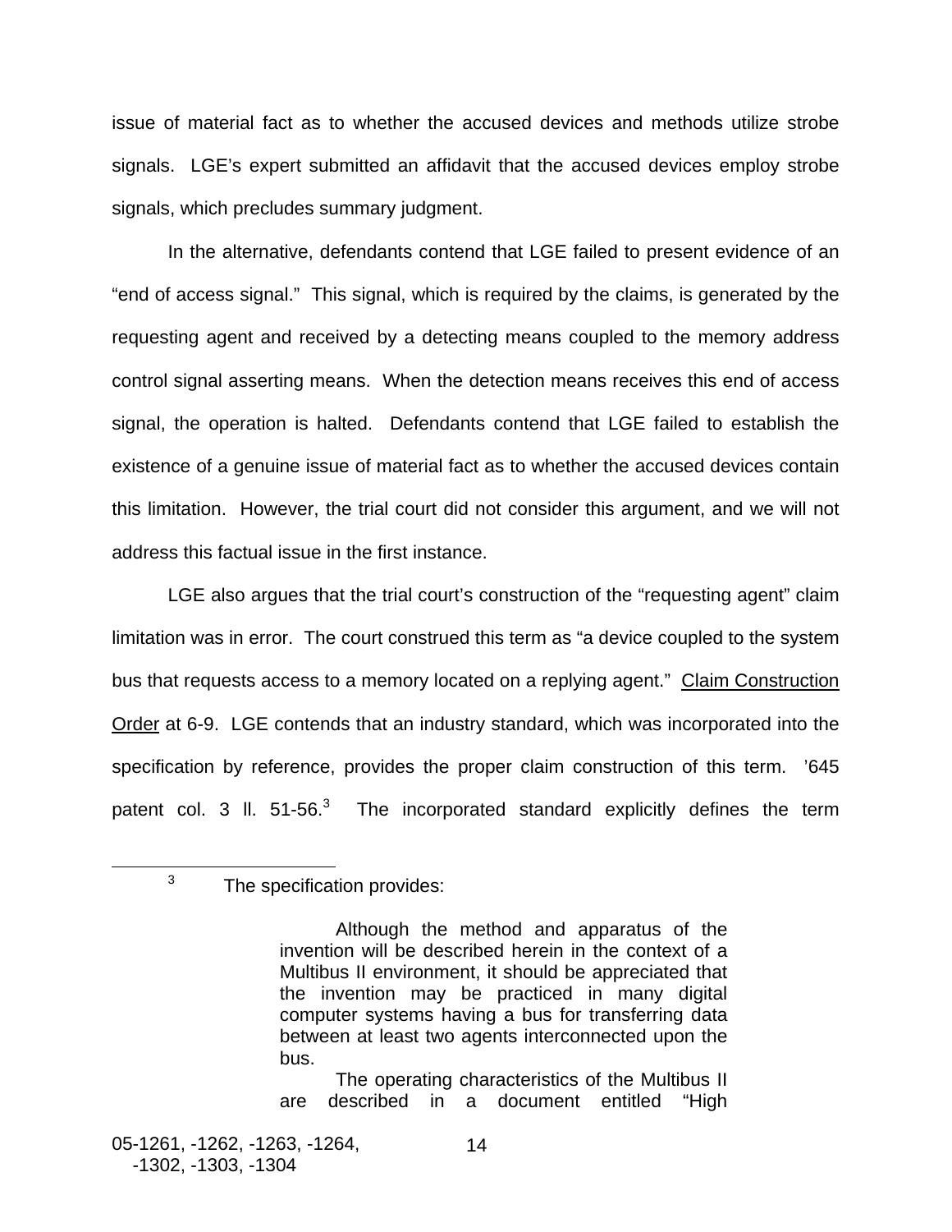issue of material fact as to whether the accused devices and methods utilize strobe signals. LGE's expert submitted an affidavit that the accused devices employ strobe signals, which precludes summary judgment.

In the alternative, defendants contend that LGE failed to present evidence of an "end of access signal." This signal, which is required by the claims, is generated by the requesting agent and received by a detecting means coupled to the memory address control signal asserting means. When the detection means receives this end of access signal, the operation is halted. Defendants contend that LGE failed to establish the existence of a genuine issue of material fact as to whether the accused devices contain this limitation. However, the trial court did not consider this argument, and we will not address this factual issue in the first instance.

LGE also argues that the trial court's construction of the "requesting agent" claim limitation was in error. The court construed this term as "a device coupled to the system bus that requests access to a memory located on a replying agent." Claim Construction Order at 6-9. LGE contends that an industry standard, which was incorporated into the specification by reference, provides the proper claim construction of this term. '645 patent col. 3 ll. 51-56.[3] The incorporated standard explicitly defines the term

---

[3] The specification provides:

> Although the method and apparatus of the invention will be described herein in the context of a Multibus II environment, it should be appreciated that the invention may be practiced in many digital computer systems having a bus for transferring data between at least two agents interconnected upon the bus.
>
> The operating characteristics of the Multibus II are described in a document entitled "High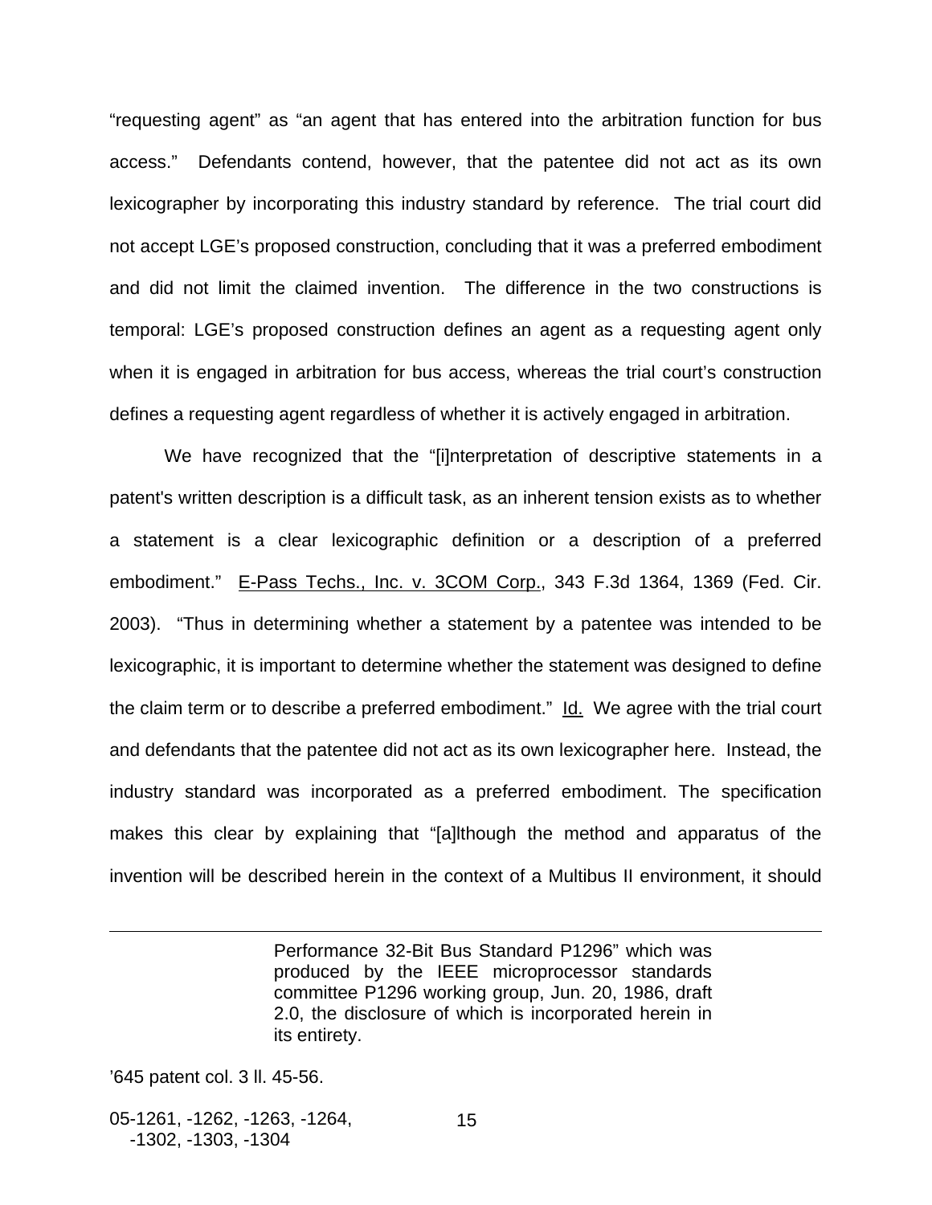"requesting agent" as "an agent that has entered into the arbitration function for bus access." Defendants contend, however, that the patentee did not act as its own lexicographer by incorporating this industry standard by reference. The trial court did not accept LGE's proposed construction, concluding that it was a preferred embodiment and did not limit the claimed invention. The difference in the two constructions is temporal: LGE's proposed construction defines an agent as a requesting agent only when it is engaged in arbitration for bus access, whereas the trial court's construction defines a requesting agent regardless of whether it is actively engaged in arbitration.

We have recognized that the "[i]nterpretation of descriptive statements in a patent's written description is a difficult task, as an inherent tension exists as to whether a statement is a clear lexicographic definition or a description of a preferred embodiment." E-Pass Techs., Inc. v. 3COM Corp., 343 F.3d 1364, 1369 (Fed. Cir. 2003). "Thus in determining whether a statement by a patentee was intended to be lexicographic, it is important to determine whether the statement was designed to define the claim term or to describe a preferred embodiment." Id. We agree with the trial court and defendants that the patentee did not act as its own lexicographer here. Instead, the industry standard was incorporated as a preferred embodiment. The specification makes this clear by explaining that "[a]lthough the method and apparatus of the invention will be described herein in the context of a Multibus II environment, it should

---

> Performance 32-Bit Bus Standard P1296" which was produced by the IEEE microprocessor standards committee P1296 working group, Jun. 20, 1986, draft 2.0, the disclosure of which is incorporated herein in its entirety.

'645 patent col. 3 ll. 45-56.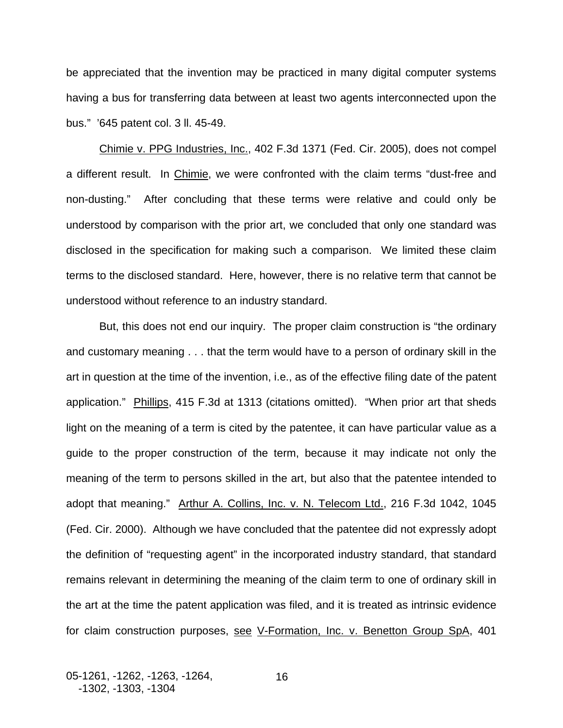be appreciated that the invention may be practiced in many digital computer systems having a bus for transferring data between at least two agents interconnected upon the bus." '645 patent col. 3 ll. 45-49.

Chimie v. PPG Industries, Inc., 402 F.3d 1371 (Fed. Cir. 2005), does not compel a different result. In Chimie, we were confronted with the claim terms "dust-free and non-dusting." After concluding that these terms were relative and could only be understood by comparison with the prior art, we concluded that only one standard was disclosed in the specification for making such a comparison. We limited these claim terms to the disclosed standard. Here, however, there is no relative term that cannot be understood without reference to an industry standard.

But, this does not end our inquiry. The proper claim construction is "the ordinary and customary meaning . . . that the term would have to a person of ordinary skill in the art in question at the time of the invention, i.e., as of the effective filing date of the patent application." Phillips, 415 F.3d at 1313 (citations omitted). "When prior art that sheds light on the meaning of a term is cited by the patentee, it can have particular value as a guide to the proper construction of the term, because it may indicate not only the meaning of the term to persons skilled in the art, but also that the patentee intended to adopt that meaning." Arthur A. Collins, Inc. v. N. Telecom Ltd., 216 F.3d 1042, 1045 (Fed. Cir. 2000). Although we have concluded that the patentee did not expressly adopt the definition of "requesting agent" in the incorporated industry standard, that standard remains relevant in determining the meaning of the claim term to one of ordinary skill in the art at the time the patent application was filed, and it is treated as intrinsic evidence for claim construction purposes, see V-Formation, Inc. v. Benetton Group SpA, 401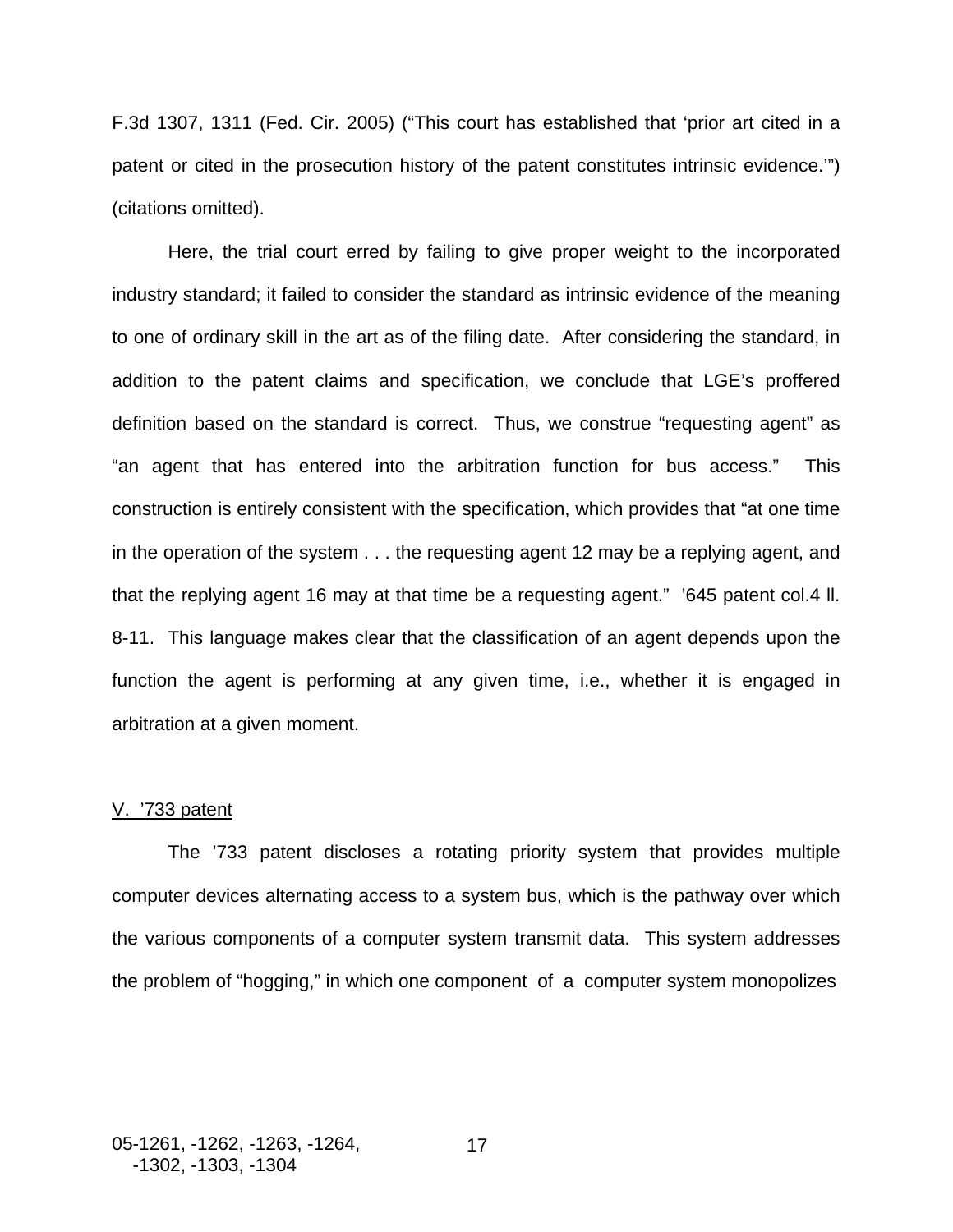F.3d 1307, 1311 (Fed. Cir. 2005) ("This court has established that 'prior art cited in a patent or cited in the prosecution history of the patent constitutes intrinsic evidence.'") (citations omitted).

Here, the trial court erred by failing to give proper weight to the incorporated industry standard; it failed to consider the standard as intrinsic evidence of the meaning to one of ordinary skill in the art as of the filing date. After considering the standard, in addition to the patent claims and specification, we conclude that LGE's proffered definition based on the standard is correct. Thus, we construe "requesting agent" as "an agent that has entered into the arbitration function for bus access." This construction is entirely consistent with the specification, which provides that "at one time in the operation of the system . . . the requesting agent 12 may be a replying agent, and that the replying agent 16 may at that time be a requesting agent." '645 patent col.4 ll. 8-11. This language makes clear that the classification of an agent depends upon the function the agent is performing at any given time, i.e., whether it is engaged in arbitration at a given moment.

## V. '733 patent

The '733 patent discloses a rotating priority system that provides multiple computer devices alternating access to a system bus, which is the pathway over which the various components of a computer system transmit data. This system addresses the problem of "hogging," in which one component of a computer system monopolizes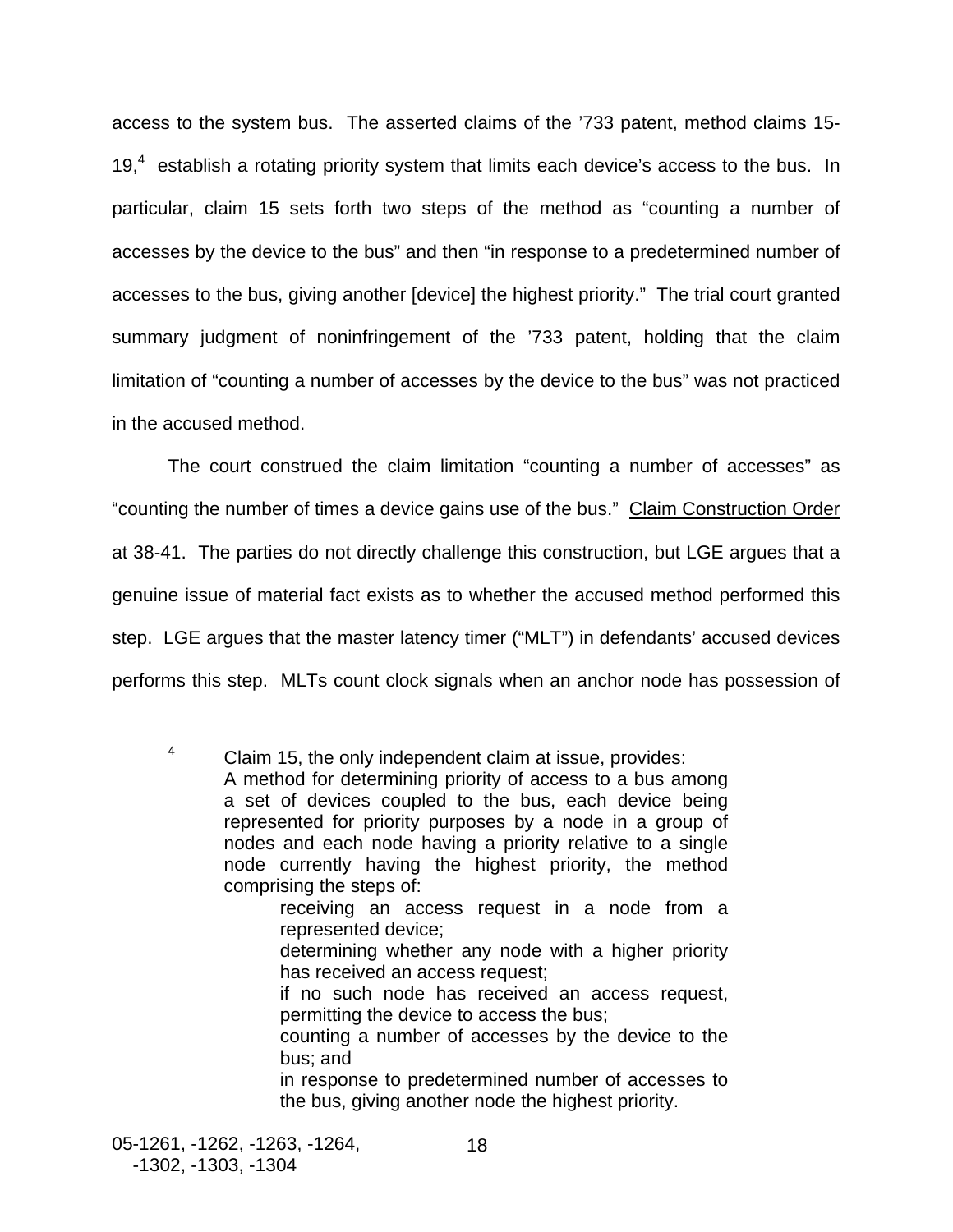access to the system bus. The asserted claims of the '733 patent, method claims 15-19,[4] establish a rotating priority system that limits each device's access to the bus. In particular, claim 15 sets forth two steps of the method as "counting a number of accesses by the device to the bus" and then "in response to a predetermined number of accesses to the bus, giving another [device] the highest priority." The trial court granted summary judgment of noninfringement of the '733 patent, holding that the claim limitation of "counting a number of accesses by the device to the bus" was not practiced in the accused method.

The court construed the claim limitation "counting a number of accesses" as "counting the number of times a device gains use of the bus." Claim Construction Order at 38-41. The parties do not directly challenge this construction, but LGE argues that a genuine issue of material fact exists as to whether the accused method performed this step. LGE argues that the master latency timer ("MLT") in defendants' accused devices performs this step. MLTs count clock signals when an anchor node has possession of

---

[4] Claim 15, the only independent claim at issue, provides:

> A method for determining priority of access to a bus among a set of devices coupled to the bus, each device being represented for priority purposes by a node in a group of nodes and each node having a priority relative to a single node currently having the highest priority, the method comprising the steps of:
>
> > receiving an access request in a node from a represented device;
> >
> > determining whether any node with a higher priority has received an access request;
> >
> > if no such node has received an access request, permitting the device to access the bus;
> >
> > counting a number of accesses by the device to the bus; and
> >
> > in response to predetermined number of accesses to the bus, giving another node the highest priority.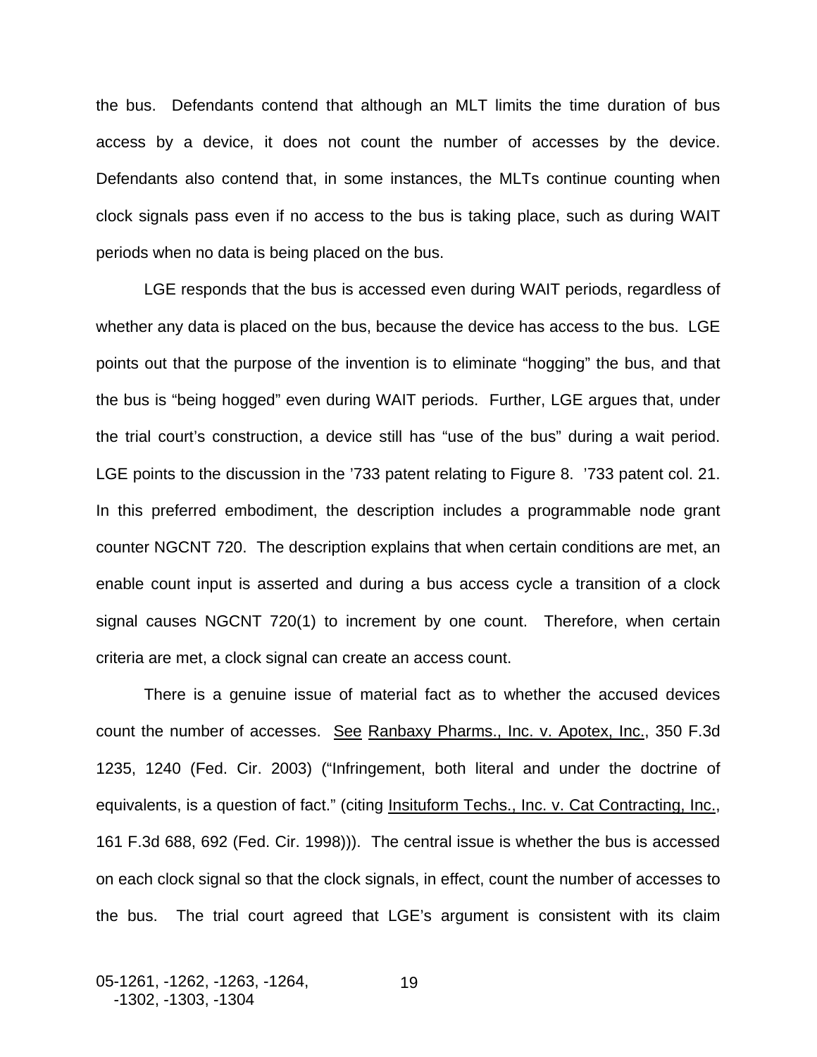the bus. Defendants contend that although an MLT limits the time duration of bus access by a device, it does not count the number of accesses by the device. Defendants also contend that, in some instances, the MLTs continue counting when clock signals pass even if no access to the bus is taking place, such as during WAIT periods when no data is being placed on the bus.

LGE responds that the bus is accessed even during WAIT periods, regardless of whether any data is placed on the bus, because the device has access to the bus. LGE points out that the purpose of the invention is to eliminate "hogging" the bus, and that the bus is "being hogged" even during WAIT periods. Further, LGE argues that, under the trial court's construction, a device still has "use of the bus" during a wait period. LGE points to the discussion in the '733 patent relating to Figure 8. '733 patent col. 21. In this preferred embodiment, the description includes a programmable node grant counter NGCNT 720. The description explains that when certain conditions are met, an enable count input is asserted and during a bus access cycle a transition of a clock signal causes NGCNT 720(1) to increment by one count. Therefore, when certain criteria are met, a clock signal can create an access count.

There is a genuine issue of material fact as to whether the accused devices count the number of accesses. See Ranbaxy Pharms., Inc. v. Apotex, Inc., 350 F.3d 1235, 1240 (Fed. Cir. 2003) ("Infringement, both literal and under the doctrine of equivalents, is a question of fact." (citing Insituform Techs., Inc. v. Cat Contracting, Inc., 161 F.3d 688, 692 (Fed. Cir. 1998))). The central issue is whether the bus is accessed on each clock signal so that the clock signals, in effect, count the number of accesses to the bus. The trial court agreed that LGE's argument is consistent with its claim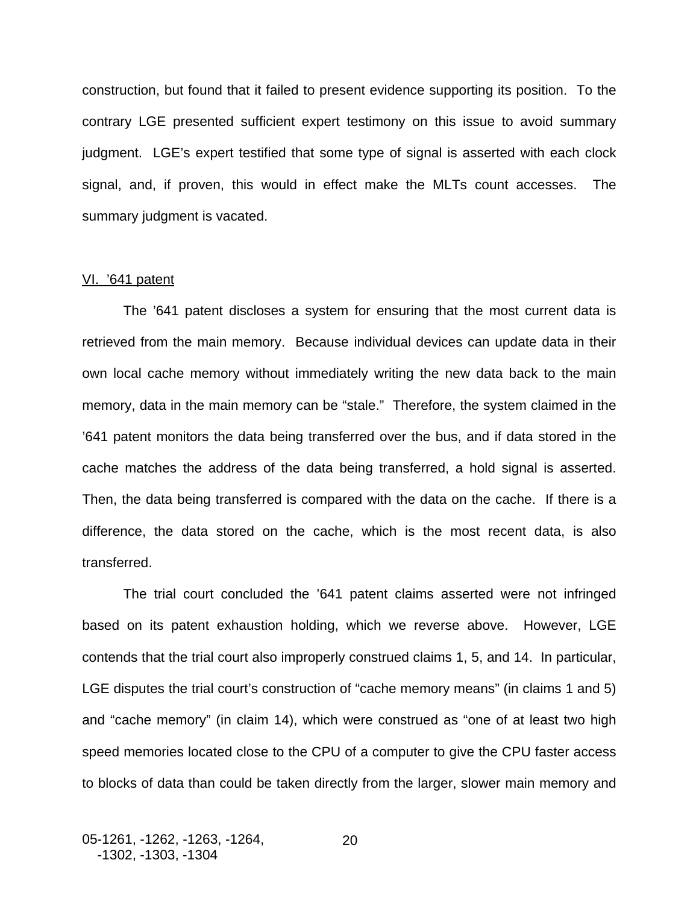construction, but found that it failed to present evidence supporting its position. To the contrary LGE presented sufficient expert testimony on this issue to avoid summary judgment. LGE's expert testified that some type of signal is asserted with each clock signal, and, if proven, this would in effect make the MLTs count accesses. The summary judgment is vacated.

VI. '641 patent

The '641 patent discloses a system for ensuring that the most current data is retrieved from the main memory. Because individual devices can update data in their own local cache memory without immediately writing the new data back to the main memory, data in the main memory can be "stale." Therefore, the system claimed in the '641 patent monitors the data being transferred over the bus, and if data stored in the cache matches the address of the data being transferred, a hold signal is asserted. Then, the data being transferred is compared with the data on the cache. If there is a difference, the data stored on the cache, which is the most recent data, is also transferred.

The trial court concluded the '641 patent claims asserted were not infringed based on its patent exhaustion holding, which we reverse above. However, LGE contends that the trial court also improperly construed claims 1, 5, and 14. In particular, LGE disputes the trial court's construction of "cache memory means" (in claims 1 and 5) and "cache memory" (in claim 14), which were construed as "one of at least two high speed memories located close to the CPU of a computer to give the CPU faster access to blocks of data than could be taken directly from the larger, slower main memory and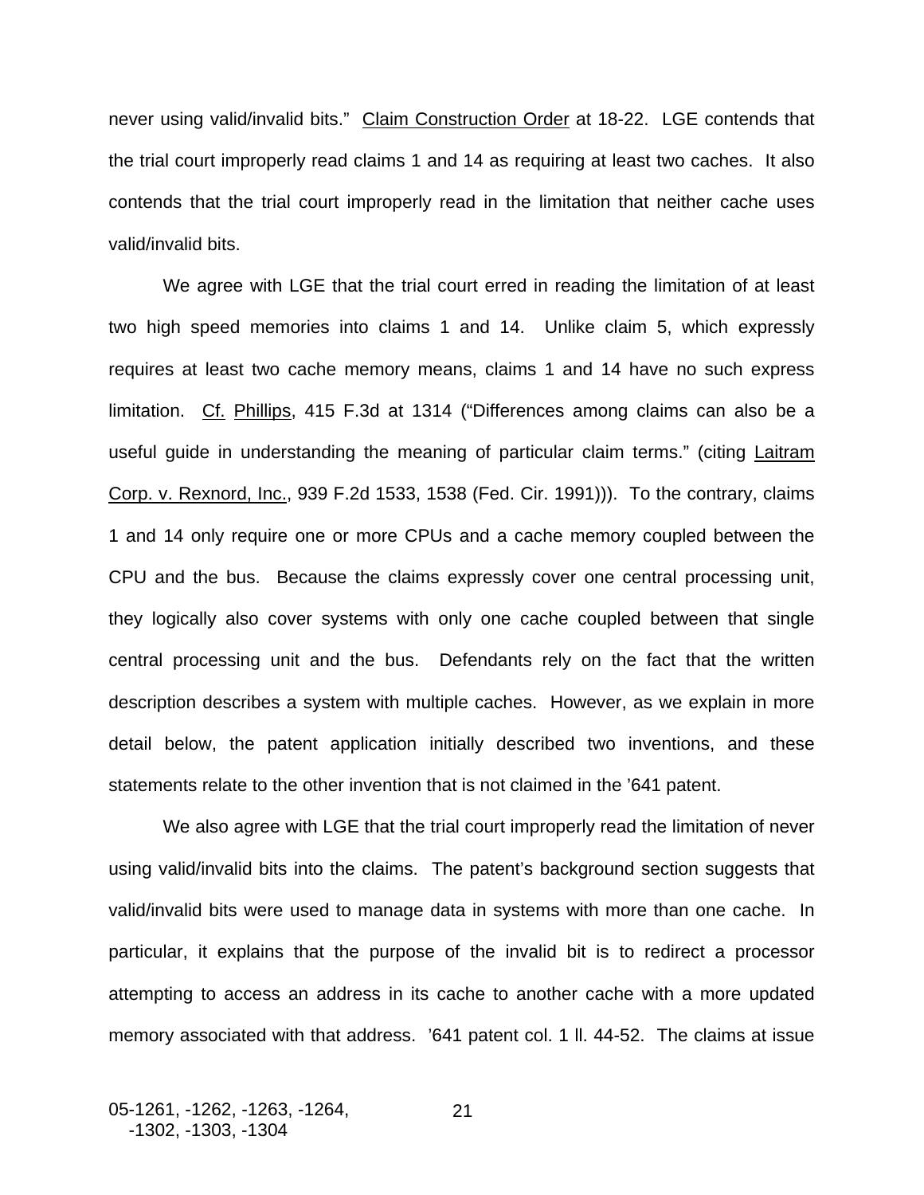never using valid/invalid bits." Claim Construction Order at 18-22. LGE contends that the trial court improperly read claims 1 and 14 as requiring at least two caches. It also contends that the trial court improperly read in the limitation that neither cache uses valid/invalid bits.

We agree with LGE that the trial court erred in reading the limitation of at least two high speed memories into claims 1 and 14. Unlike claim 5, which expressly requires at least two cache memory means, claims 1 and 14 have no such express limitation. Cf. Phillips, 415 F.3d at 1314 ("Differences among claims can also be a useful guide in understanding the meaning of particular claim terms." (citing Laitram Corp. v. Rexnord, Inc., 939 F.2d 1533, 1538 (Fed. Cir. 1991))). To the contrary, claims 1 and 14 only require one or more CPUs and a cache memory coupled between the CPU and the bus. Because the claims expressly cover one central processing unit, they logically also cover systems with only one cache coupled between that single central processing unit and the bus. Defendants rely on the fact that the written description describes a system with multiple caches. However, as we explain in more detail below, the patent application initially described two inventions, and these statements relate to the other invention that is not claimed in the '641 patent.

We also agree with LGE that the trial court improperly read the limitation of never using valid/invalid bits into the claims. The patent's background section suggests that valid/invalid bits were used to manage data in systems with more than one cache. In particular, it explains that the purpose of the invalid bit is to redirect a processor attempting to access an address in its cache to another cache with a more updated memory associated with that address. '641 patent col. 1 ll. 44-52. The claims at issue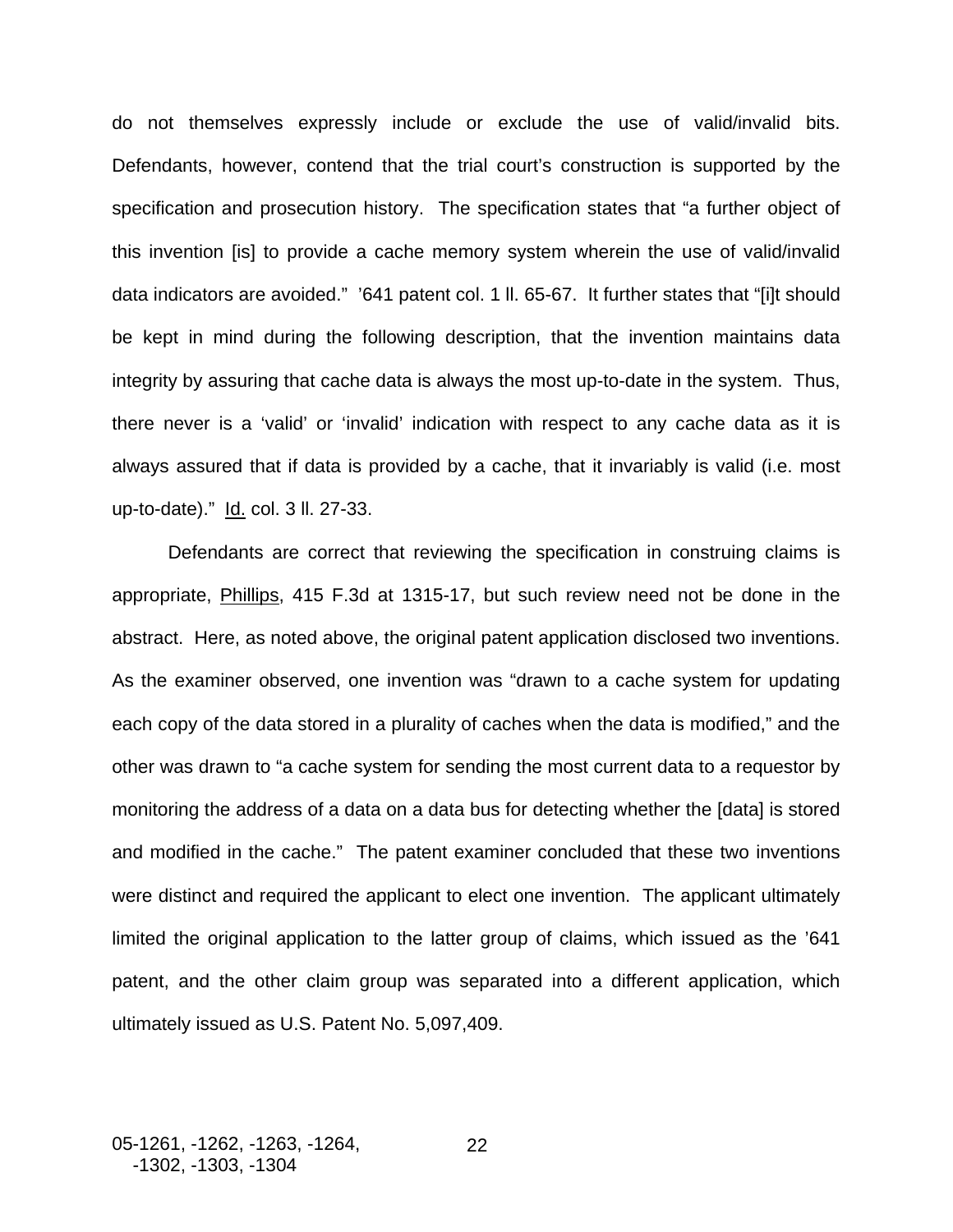do not themselves expressly include or exclude the use of valid/invalid bits. Defendants, however, contend that the trial court's construction is supported by the specification and prosecution history. The specification states that "a further object of this invention [is] to provide a cache memory system wherein the use of valid/invalid data indicators are avoided." '641 patent col. 1 ll. 65-67. It further states that "[i]t should be kept in mind during the following description, that the invention maintains data integrity by assuring that cache data is always the most up-to-date in the system. Thus, there never is a 'valid' or 'invalid' indication with respect to any cache data as it is always assured that if data is provided by a cache, that it invariably is valid (i.e. most up-to-date)." Id. col. 3 ll. 27-33.

Defendants are correct that reviewing the specification in construing claims is appropriate, Phillips, 415 F.3d at 1315-17, but such review need not be done in the abstract. Here, as noted above, the original patent application disclosed two inventions. As the examiner observed, one invention was "drawn to a cache system for updating each copy of the data stored in a plurality of caches when the data is modified," and the other was drawn to "a cache system for sending the most current data to a requestor by monitoring the address of a data on a data bus for detecting whether the [data] is stored and modified in the cache." The patent examiner concluded that these two inventions were distinct and required the applicant to elect one invention. The applicant ultimately limited the original application to the latter group of claims, which issued as the '641 patent, and the other claim group was separated into a different application, which ultimately issued as U.S. Patent No. 5,097,409.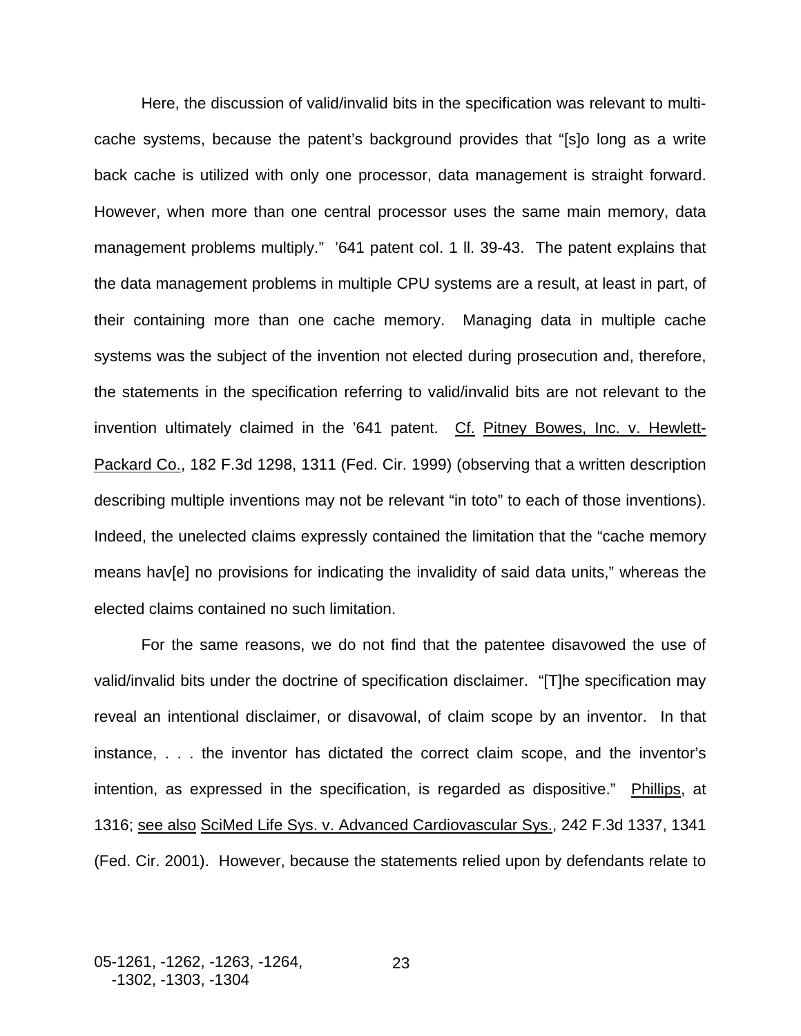Here, the discussion of valid/invalid bits in the specification was relevant to multi-cache systems, because the patent's background provides that "[s]o long as a write back cache is utilized with only one processor, data management is straight forward. However, when more than one central processor uses the same main memory, data management problems multiply." '641 patent col. 1 ll. 39-43. The patent explains that the data management problems in multiple CPU systems are a result, at least in part, of their containing more than one cache memory. Managing data in multiple cache systems was the subject of the invention not elected during prosecution and, therefore, the statements in the specification referring to valid/invalid bits are not relevant to the invention ultimately claimed in the '641 patent. Cf. Pitney Bowes, Inc. v. Hewlett-Packard Co., 182 F.3d 1298, 1311 (Fed. Cir. 1999) (observing that a written description describing multiple inventions may not be relevant "in toto" to each of those inventions). Indeed, the unelected claims expressly contained the limitation that the "cache memory means hav[e] no provisions for indicating the invalidity of said data units," whereas the elected claims contained no such limitation.

For the same reasons, we do not find that the patentee disavowed the use of valid/invalid bits under the doctrine of specification disclaimer. "[T]he specification may reveal an intentional disclaimer, or disavowal, of claim scope by an inventor. In that instance, . . . the inventor has dictated the correct claim scope, and the inventor's intention, as expressed in the specification, is regarded as dispositive." Phillips, at 1316; see also SciMed Life Sys. v. Advanced Cardiovascular Sys., 242 F.3d 1337, 1341 (Fed. Cir. 2001). However, because the statements relied upon by defendants relate to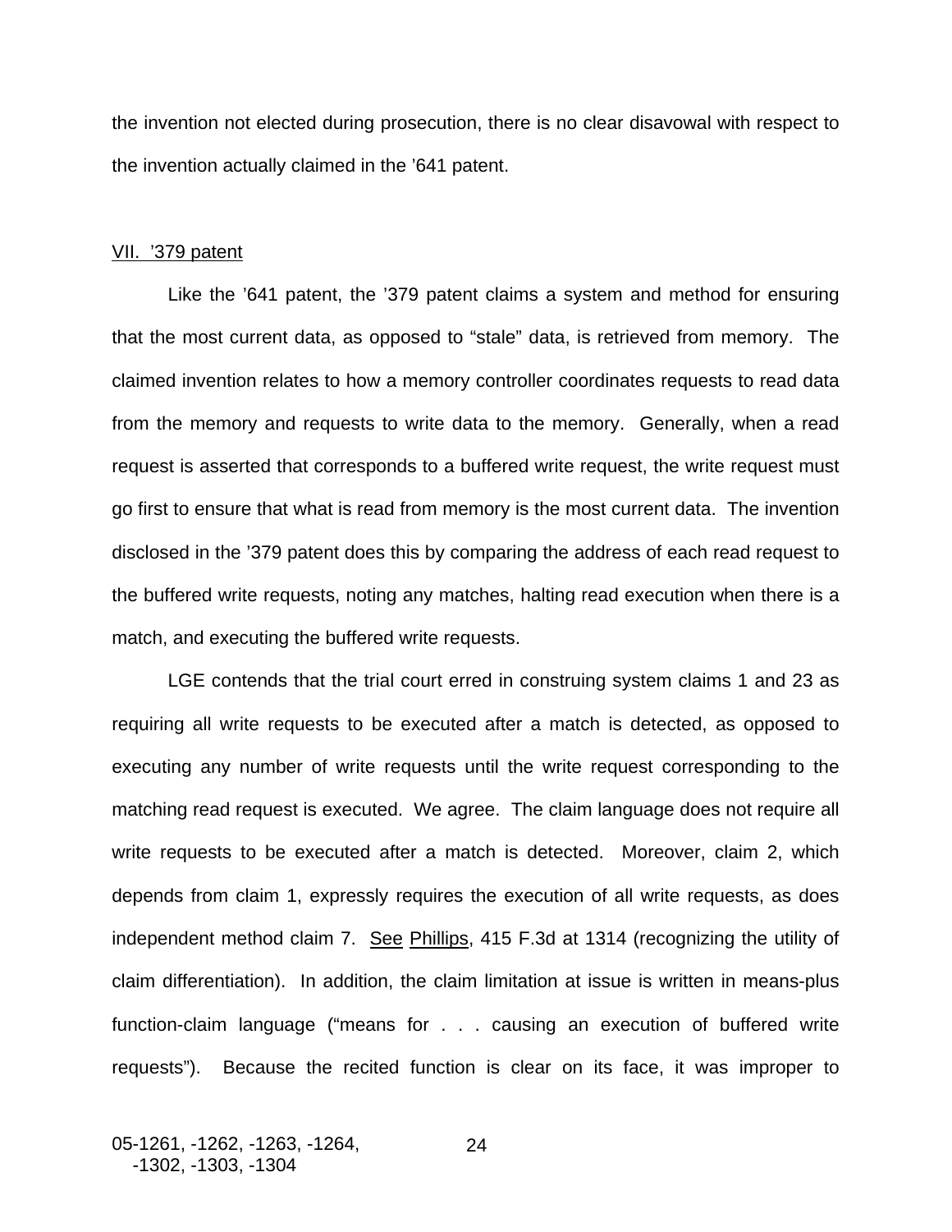the invention not elected during prosecution, there is no clear disavowal with respect to the invention actually claimed in the ’641 patent.

## VII. ’379 patent

Like the ’641 patent, the ’379 patent claims a system and method for ensuring that the most current data, as opposed to “stale” data, is retrieved from memory. The claimed invention relates to how a memory controller coordinates requests to read data from the memory and requests to write data to the memory. Generally, when a read request is asserted that corresponds to a buffered write request, the write request must go first to ensure that what is read from memory is the most current data. The invention disclosed in the ’379 patent does this by comparing the address of each read request to the buffered write requests, noting any matches, halting read execution when there is a match, and executing the buffered write requests.

LGE contends that the trial court erred in construing system claims 1 and 23 as requiring all write requests to be executed after a match is detected, as opposed to executing any number of write requests until the write request corresponding to the matching read request is executed. We agree. The claim language does not require all write requests to be executed after a match is detected. Moreover, claim 2, which depends from claim 1, expressly requires the execution of all write requests, as does independent method claim 7. See Phillips, 415 F.3d at 1314 (recognizing the utility of claim differentiation). In addition, the claim limitation at issue is written in means-plus function-claim language (“means for . . . causing an execution of buffered write requests”). Because the recited function is clear on its face, it was improper to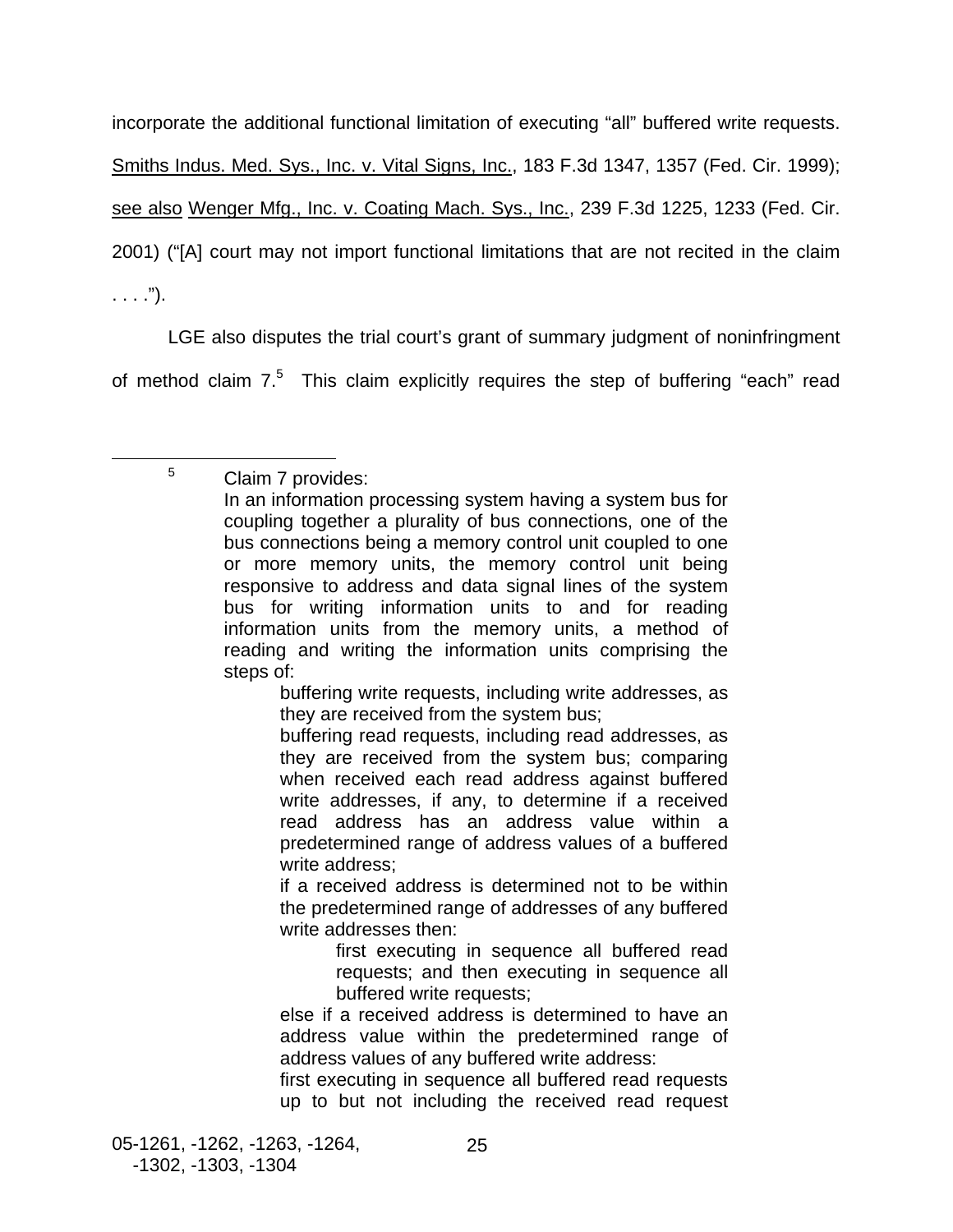incorporate the additional functional limitation of executing "all" buffered write requests. Smiths Indus. Med. Sys., Inc. v. Vital Signs, Inc., 183 F.3d 1347, 1357 (Fed. Cir. 1999); see also Wenger Mfg., Inc. v. Coating Mach. Sys., Inc., 239 F.3d 1225, 1233 (Fed. Cir. 2001) ("[A] court may not import functional limitations that are not recited in the claim . . . .").

LGE also disputes the trial court's grant of summary judgment of noninfringment of method claim 7.[5] This claim explicitly requires the step of buffering "each" read

---

[5] Claim 7 provides:

> In an information processing system having a system bus for coupling together a plurality of bus connections, one of the bus connections being a memory control unit coupled to one or more memory units, the memory control unit being responsive to address and data signal lines of the system bus for writing information units to and for reading information units from the memory units, a method of reading and writing the information units comprising the steps of:
>
> > buffering write requests, including write addresses, as they are received from the system bus;
> >
> > buffering read requests, including read addresses, as they are received from the system bus; comparing when received each read address against buffered write addresses, if any, to determine if a received read address has an address value within a predetermined range of address values of a buffered write address;
> >
> > if a received address is determined not to be within the predetermined range of addresses of any buffered write addresses then:
> >
> > > first executing in sequence all buffered read requests; and then executing in sequence all buffered write requests;
> >
> > else if a received address is determined to have an address value within the predetermined range of address values of any buffered write address:
> >
> > first executing in sequence all buffered read requests up to but not including the received read request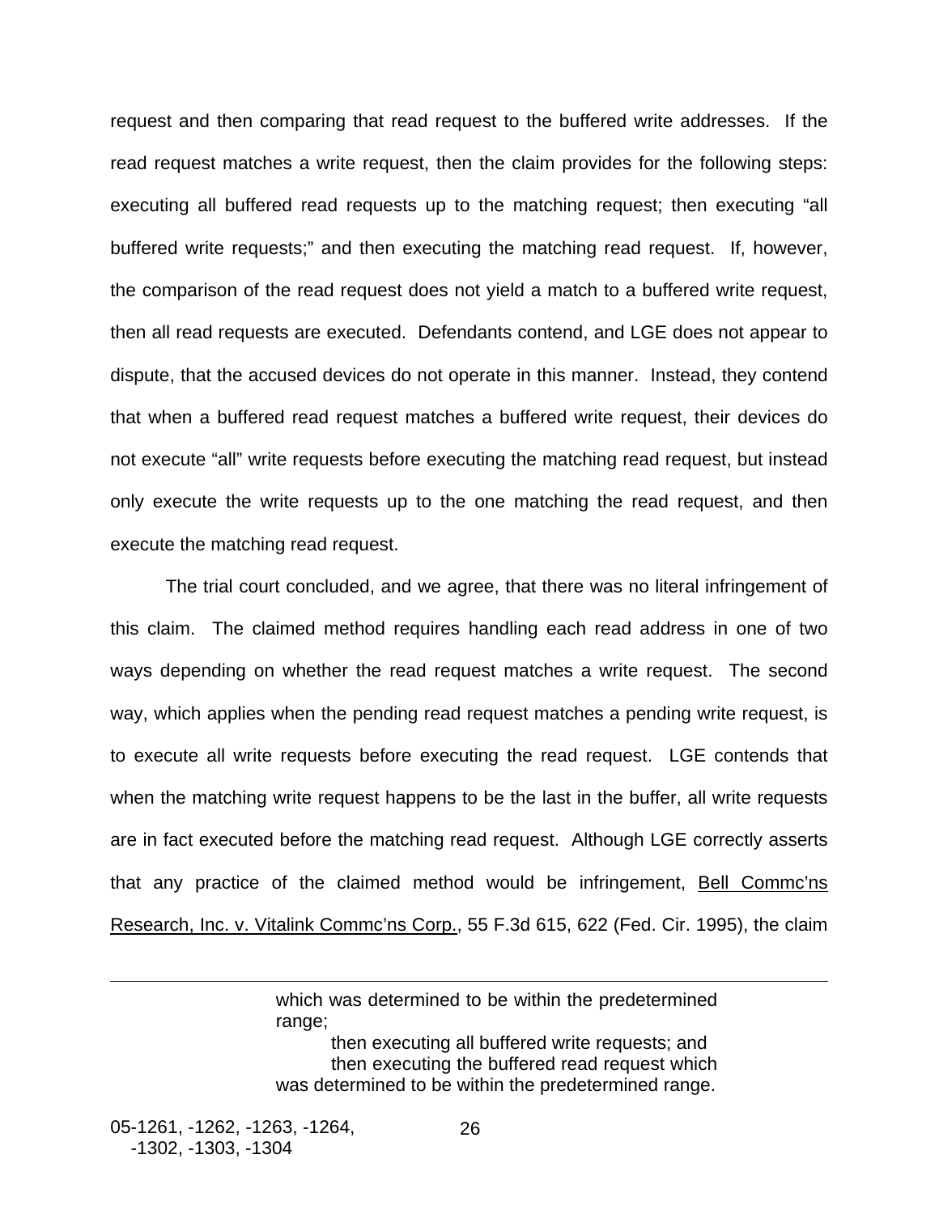request and then comparing that read request to the buffered write addresses. If the read request matches a write request, then the claim provides for the following steps: executing all buffered read requests up to the matching request; then executing "all buffered write requests;" and then executing the matching read request. If, however, the comparison of the read request does not yield a match to a buffered write request, then all read requests are executed. Defendants contend, and LGE does not appear to dispute, that the accused devices do not operate in this manner. Instead, they contend that when a buffered read request matches a buffered write request, their devices do not execute "all" write requests before executing the matching read request, but instead only execute the write requests up to the one matching the read request, and then execute the matching read request.

The trial court concluded, and we agree, that there was no literal infringement of this claim. The claimed method requires handling each read address in one of two ways depending on whether the read request matches a write request. The second way, which applies when the pending read request matches a pending write request, is to execute all write requests before executing the read request. LGE contends that when the matching write request happens to be the last in the buffer, all write requests are in fact executed before the matching read request. Although LGE correctly asserts that any practice of the claimed method would be infringement, <u>Bell Commc'ns Research, Inc. v. Vitalink Commc'ns Corp.</u>, 55 F.3d 615, 622 (Fed. Cir. 1995), the claim

---

> which was determined to be within the predetermined range;
>
> then executing all buffered write requests; and
>
> then executing the buffered read request which was determined to be within the predetermined range.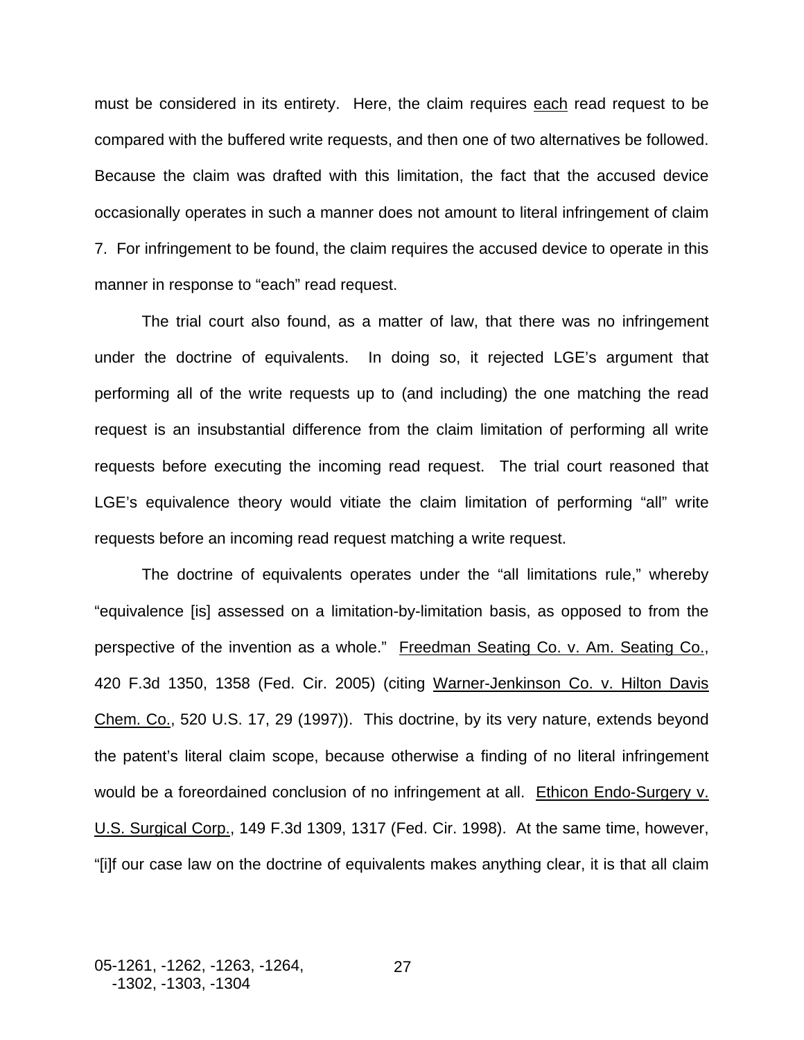must be considered in its entirety. Here, the claim requires <u>each</u> read request to be compared with the buffered write requests, and then one of two alternatives be followed. Because the claim was drafted with this limitation, the fact that the accused device occasionally operates in such a manner does not amount to literal infringement of claim 7. For infringement to be found, the claim requires the accused device to operate in this manner in response to "each" read request.

The trial court also found, as a matter of law, that there was no infringement under the doctrine of equivalents. In doing so, it rejected LGE's argument that performing all of the write requests up to (and including) the one matching the read request is an insubstantial difference from the claim limitation of performing all write requests before executing the incoming read request. The trial court reasoned that LGE's equivalence theory would vitiate the claim limitation of performing "all" write requests before an incoming read request matching a write request.

The doctrine of equivalents operates under the "all limitations rule," whereby "equivalence [is] assessed on a limitation-by-limitation basis, as opposed to from the perspective of the invention as a whole." <u>Freedman Seating Co. v. Am. Seating Co.</u>, 420 F.3d 1350, 1358 (Fed. Cir. 2005) (citing <u>Warner-Jenkinson Co. v. Hilton Davis Chem. Co.</u>, 520 U.S. 17, 29 (1997)). This doctrine, by its very nature, extends beyond the patent's literal claim scope, because otherwise a finding of no literal infringement would be a foreordained conclusion of no infringement at all. <u>Ethicon Endo-Surgery v. U.S. Surgical Corp.</u>, 149 F.3d 1309, 1317 (Fed. Cir. 1998). At the same time, however, "[i]f our case law on the doctrine of equivalents makes anything clear, it is that all claim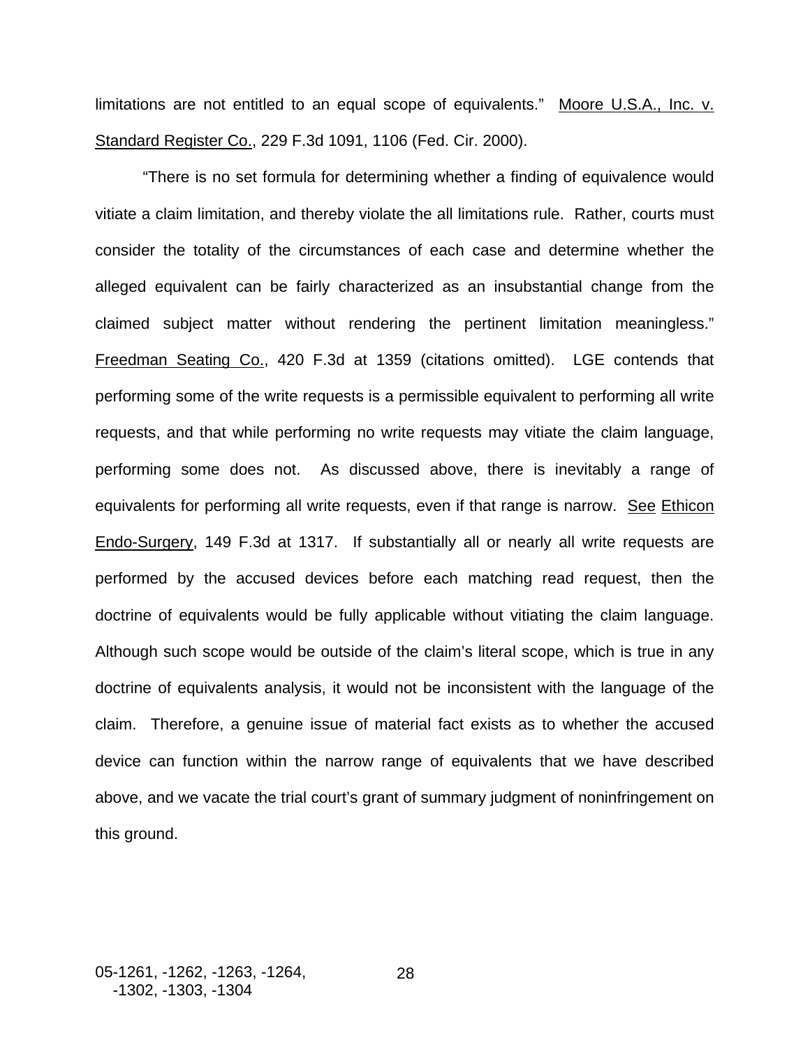limitations are not entitled to an equal scope of equivalents." Moore U.S.A., Inc. v. Standard Register Co., 229 F.3d 1091, 1106 (Fed. Cir. 2000).

"There is no set formula for determining whether a finding of equivalence would vitiate a claim limitation, and thereby violate the all limitations rule. Rather, courts must consider the totality of the circumstances of each case and determine whether the alleged equivalent can be fairly characterized as an insubstantial change from the claimed subject matter without rendering the pertinent limitation meaningless." Freedman Seating Co., 420 F.3d at 1359 (citations omitted). LGE contends that performing some of the write requests is a permissible equivalent to performing all write requests, and that while performing no write requests may vitiate the claim language, performing some does not. As discussed above, there is inevitably a range of equivalents for performing all write requests, even if that range is narrow. See Ethicon Endo-Surgery, 149 F.3d at 1317. If substantially all or nearly all write requests are performed by the accused devices before each matching read request, then the doctrine of equivalents would be fully applicable without vitiating the claim language. Although such scope would be outside of the claim's literal scope, which is true in any doctrine of equivalents analysis, it would not be inconsistent with the language of the claim. Therefore, a genuine issue of material fact exists as to whether the accused device can function within the narrow range of equivalents that we have described above, and we vacate the trial court's grant of summary judgment of noninfringement on this ground.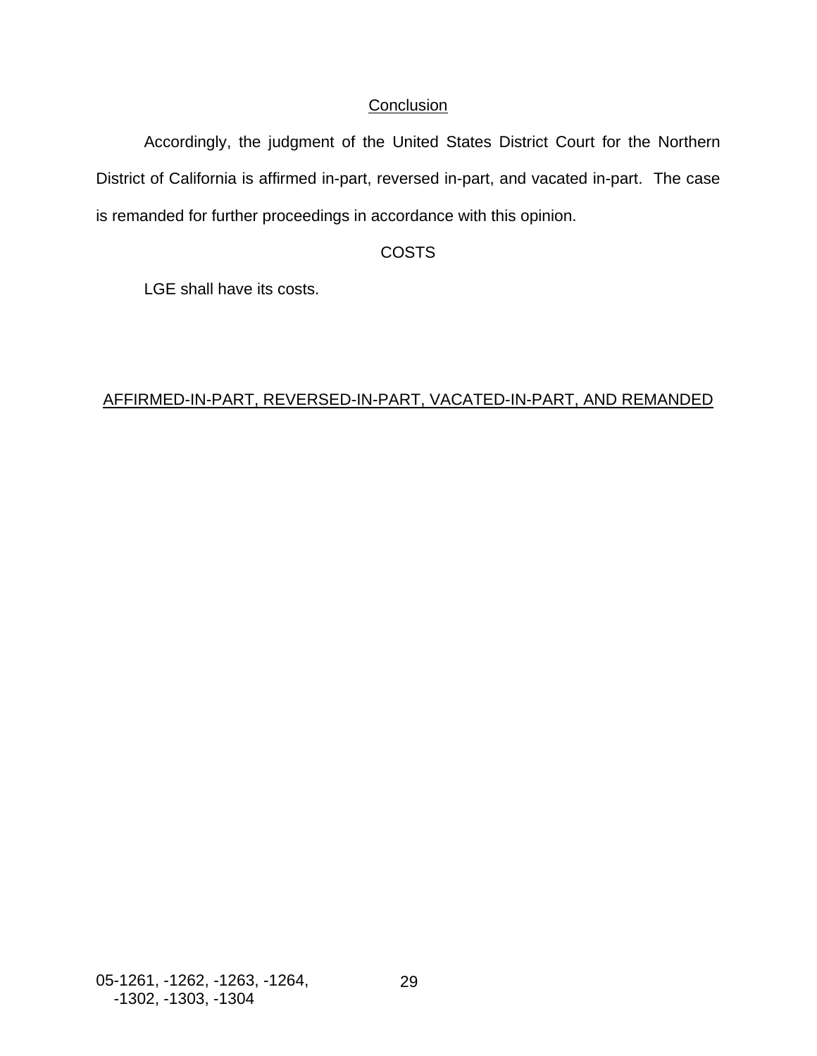## Conclusion

Accordingly, the judgment of the United States District Court for the Northern District of California is affirmed in-part, reversed in-part, and vacated in-part. The case is remanded for further proceedings in accordance with this opinion.

## COSTS

LGE shall have its costs.

AFFIRMED-IN-PART, REVERSED-IN-PART, VACATED-IN-PART, AND REMANDED